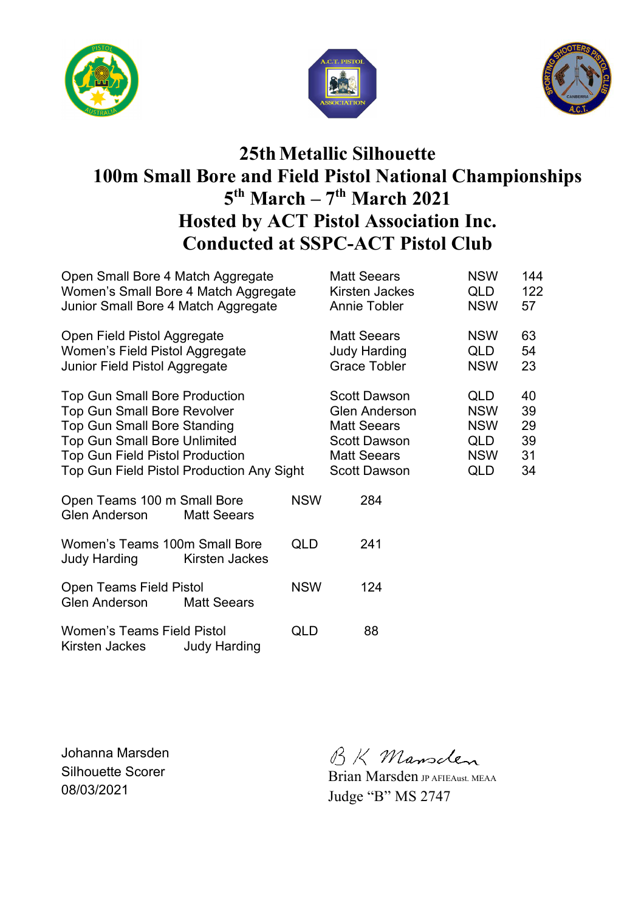# 25th Metallic Silhouette
# 100m Small Bore and Field Pistol National Championships
# 5th March – 7th March 2021
# Hosted by ACT Pistol Association Inc.
# Conducted at SSPC-ACT Pistol Club

| | | | |
|---|---|---|---|
| Open Small Bore 4 Match Aggregate | Matt Seears | NSW | 144 |
| Women's Small Bore 4 Match Aggregate | Kirsten Jackes | QLD | 122 |
| Junior Small Bore 4 Match Aggregate | Annie Tobler | NSW | 57 |
| Open Field Pistol Aggregate | Matt Seears | NSW | 63 |
| Women's Field Pistol Aggregate | Judy Harding | QLD | 54 |
| Junior Field Pistol Aggregate | Grace Tobler | NSW | 23 |
| Top Gun Small Bore Production | Scott Dawson | QLD | 40 |
| Top Gun Small Bore Revolver | Glen Anderson | NSW | 39 |
| Top Gun Small Bore Standing | Matt Seears | NSW | 29 |
| Top Gun Small Bore Unlimited | Scott Dawson | QLD | 39 |
| Top Gun Field Pistol Production | Matt Seears | NSW | 31 |
| Top Gun Field Pistol Production Any Sight | Scott Dawson | QLD | 34 |

Open Teams 100 m Small Bore — NSW — 284
Glen Anderson, Matt Seears

Women's Teams 100m Small Bore — QLD — 241
Judy Harding, Kirsten Jackes

Open Teams Field Pistol — NSW — 124
Glen Anderson, Matt Seears

Women's Teams Field Pistol — QLD — 88
Kirsten Jackes, Judy Harding

Johanna Marsden
Silhouette Scorer
08/03/2021

B K Marsden
Brian Marsden JP AFIEAust. MEAA
Judge "B" MS 2747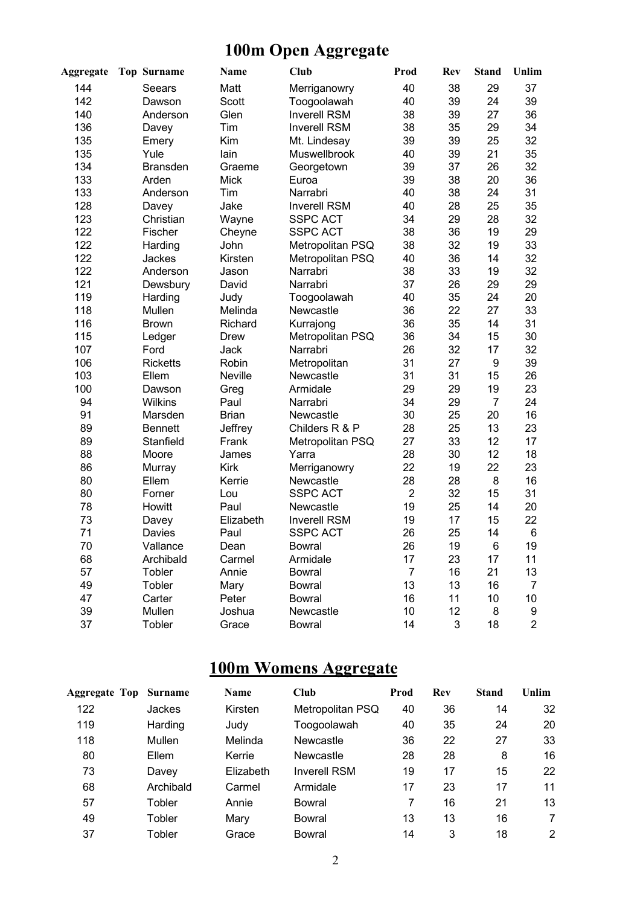# 100m Open Aggregate

| Aggregate | Top | Surname | Name | Club | Prod | Rev | Stand | Unlim |
|---|---|---|---|---|---|---|---|---|
| 144 | | Seears | Matt | Merriganowry | 40 | 38 | 29 | 37 |
| 142 | | Dawson | Scott | Toogoolawah | 40 | 39 | 24 | 39 |
| 140 | | Anderson | Glen | Inverell RSM | 38 | 39 | 27 | 36 |
| 136 | | Davey | Tim | Inverell RSM | 38 | 35 | 29 | 34 |
| 135 | | Emery | Kim | Mt. Lindesay | 39 | 39 | 25 | 32 |
| 135 | | Yule | Iain | Muswellbrook | 40 | 39 | 21 | 35 |
| 134 | | Bransden | Graeme | Georgetown | 39 | 37 | 26 | 32 |
| 133 | | Arden | Mick | Euroa | 39 | 38 | 20 | 36 |
| 133 | | Anderson | Tim | Narrabri | 40 | 38 | 24 | 31 |
| 128 | | Davey | Jake | Inverell RSM | 40 | 28 | 25 | 35 |
| 123 | | Christian | Wayne | SSPC ACT | 34 | 29 | 28 | 32 |
| 122 | | Fischer | Cheyne | SSPC ACT | 38 | 36 | 19 | 29 |
| 122 | | Harding | John | Metropolitan PSQ | 38 | 32 | 19 | 33 |
| 122 | | Jackes | Kirsten | Metropolitan PSQ | 40 | 36 | 14 | 32 |
| 122 | | Anderson | Jason | Narrabri | 38 | 33 | 19 | 32 |
| 121 | | Dewsbury | David | Narrabri | 37 | 26 | 29 | 29 |
| 119 | | Harding | Judy | Toogoolawah | 40 | 35 | 24 | 20 |
| 118 | | Mullen | Melinda | Newcastle | 36 | 22 | 27 | 33 |
| 116 | | Brown | Richard | Kurrajong | 36 | 35 | 14 | 31 |
| 115 | | Ledger | Drew | Metropolitan PSQ | 36 | 34 | 15 | 30 |
| 107 | | Ford | Jack | Narrabri | 26 | 32 | 17 | 32 |
| 106 | | Ricketts | Robin | Metropolitan | 31 | 27 | 9 | 39 |
| 103 | | Ellem | Neville | Newcastle | 31 | 31 | 15 | 26 |
| 100 | | Dawson | Greg | Armidale | 29 | 29 | 19 | 23 |
| 94 | | Wilkins | Paul | Narrabri | 34 | 29 | 7 | 24 |
| 91 | | Marsden | Brian | Newcastle | 30 | 25 | 20 | 16 |
| 89 | | Bennett | Jeffrey | Childers R & P | 28 | 25 | 13 | 23 |
| 89 | | Stanfield | Frank | Metropolitan PSQ | 27 | 33 | 12 | 17 |
| 88 | | Moore | James | Yarra | 28 | 30 | 12 | 18 |
| 86 | | Murray | Kirk | Merriganowry | 22 | 19 | 22 | 23 |
| 80 | | Ellem | Kerrie | Newcastle | 28 | 28 | 8 | 16 |
| 80 | | Forner | Lou | SSPC ACT | 2 | 32 | 15 | 31 |
| 78 | | Howitt | Paul | Newcastle | 19 | 25 | 14 | 20 |
| 73 | | Davey | Elizabeth | Inverell RSM | 19 | 17 | 15 | 22 |
| 71 | | Davies | Paul | SSPC ACT | 26 | 25 | 14 | 6 |
| 70 | | Vallance | Dean | Bowral | 26 | 19 | 6 | 19 |
| 68 | | Archibald | Carmel | Armidale | 17 | 23 | 17 | 11 |
| 57 | | Tobler | Annie | Bowral | 7 | 16 | 21 | 13 |
| 49 | | Tobler | Mary | Bowral | 13 | 13 | 16 | 7 |
| 47 | | Carter | Peter | Bowral | 16 | 11 | 10 | 10 |
| 39 | | Mullen | Joshua | Newcastle | 10 | 12 | 8 | 9 |
| 37 | | Tobler | Grace | Bowral | 14 | 3 | 18 | 2 |

# 100m Womens Aggregate

| Aggregate | Top | Surname | Name | Club | Prod | Rev | Stand | Unlim |
|---|---|---|---|---|---|---|---|---|
| 122 | | Jackes | Kirsten | Metropolitan PSQ | 40 | 36 | 14 | 32 |
| 119 | | Harding | Judy | Toogoolawah | 40 | 35 | 24 | 20 |
| 118 | | Mullen | Melinda | Newcastle | 36 | 22 | 27 | 33 |
| 80 | | Ellem | Kerrie | Newcastle | 28 | 28 | 8 | 16 |
| 73 | | Davey | Elizabeth | Inverell RSM | 19 | 17 | 15 | 22 |
| 68 | | Archibald | Carmel | Armidale | 17 | 23 | 17 | 11 |
| 57 | | Tobler | Annie | Bowral | 7 | 16 | 21 | 13 |
| 49 | | Tobler | Mary | Bowral | 13 | 13 | 16 | 7 |
| 37 | | Tobler | Grace | Bowral | 14 | 3 | 18 | 2 |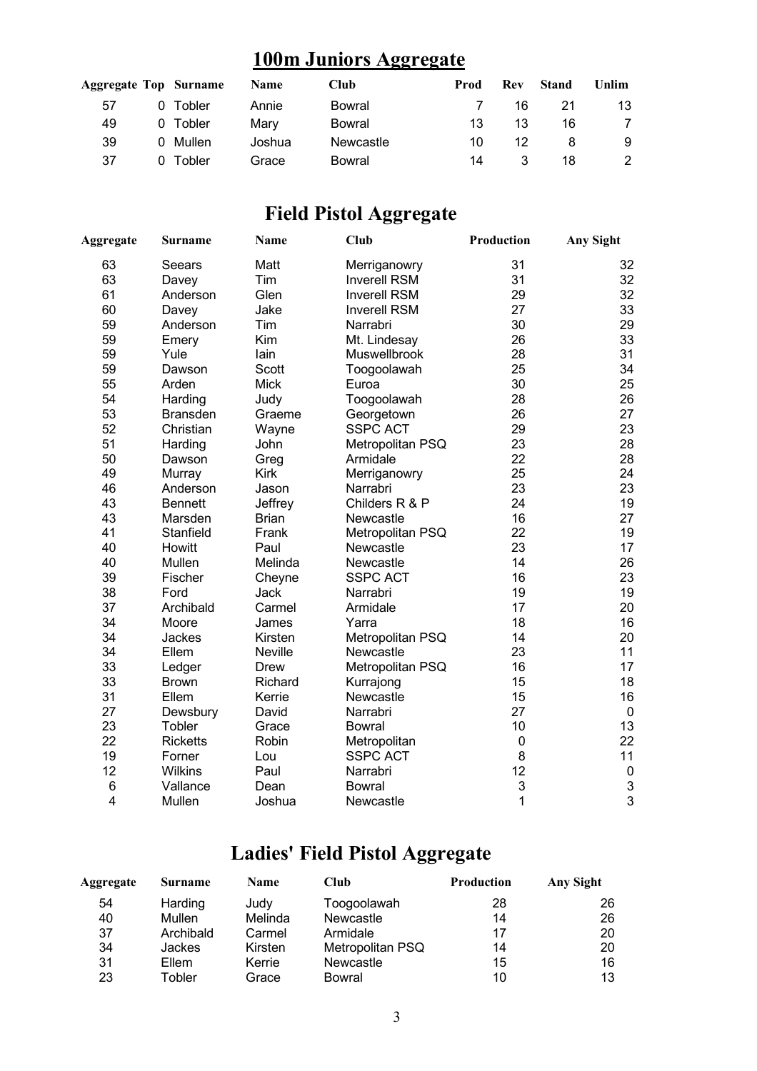# 100m Juniors Aggregate

| Aggregate | Top | Surname | Name | Club | Prod | Rev | Stand | Unlim |
|---|---|---|---|---|---|---|---|---|
| 57 | 0 | Tobler | Annie | Bowral | 7 | 16 | 21 | 13 |
| 49 | 0 | Tobler | Mary | Bowral | 13 | 13 | 16 | 7 |
| 39 | 0 | Mullen | Joshua | Newcastle | 10 | 12 | 8 | 9 |
| 37 | 0 | Tobler | Grace | Bowral | 14 | 3 | 18 | 2 |

# Field Pistol Aggregate

| Aggregate | Surname | Name | Club | Production | Any Sight |
|---|---|---|---|---|---|
| 63 | Seears | Matt | Merriganowry | 31 | 32 |
| 63 | Davey | Tim | Inverell RSM | 31 | 32 |
| 61 | Anderson | Glen | Inverell RSM | 29 | 32 |
| 60 | Davey | Jake | Inverell RSM | 27 | 33 |
| 59 | Anderson | Tim | Narrabri | 30 | 29 |
| 59 | Emery | Kim | Mt. Lindesay | 26 | 33 |
| 59 | Yule | Iain | Muswellbrook | 28 | 31 |
| 59 | Dawson | Scott | Toogoolawah | 25 | 34 |
| 55 | Arden | Mick | Euroa | 30 | 25 |
| 54 | Harding | Judy | Toogoolawah | 28 | 26 |
| 53 | Bransden | Graeme | Georgetown | 26 | 27 |
| 52 | Christian | Wayne | SSPC ACT | 29 | 23 |
| 51 | Harding | John | Metropolitan PSQ | 23 | 28 |
| 50 | Dawson | Greg | Armidale | 22 | 28 |
| 49 | Murray | Kirk | Merriganowry | 25 | 24 |
| 46 | Anderson | Jason | Narrabri | 23 | 23 |
| 43 | Bennett | Jeffrey | Childers R & P | 24 | 19 |
| 43 | Marsden | Brian | Newcastle | 16 | 27 |
| 41 | Stanfield | Frank | Metropolitan PSQ | 22 | 19 |
| 40 | Howitt | Paul | Newcastle | 23 | 17 |
| 40 | Mullen | Melinda | Newcastle | 14 | 26 |
| 39 | Fischer | Cheyne | SSPC ACT | 16 | 23 |
| 38 | Ford | Jack | Narrabri | 19 | 19 |
| 37 | Archibald | Carmel | Armidale | 17 | 20 |
| 34 | Moore | James | Yarra | 18 | 16 |
| 34 | Jackes | Kirsten | Metropolitan PSQ | 14 | 20 |
| 34 | Ellem | Neville | Newcastle | 23 | 11 |
| 33 | Ledger | Drew | Metropolitan PSQ | 16 | 17 |
| 33 | Brown | Richard | Kurrajong | 15 | 18 |
| 31 | Ellem | Kerrie | Newcastle | 15 | 16 |
| 27 | Dewsbury | David | Narrabri | 27 | 0 |
| 23 | Tobler | Grace | Bowral | 10 | 13 |
| 22 | Ricketts | Robin | Metropolitan | 0 | 22 |
| 19 | Forner | Lou | SSPC ACT | 8 | 11 |
| 12 | Wilkins | Paul | Narrabri | 12 | 0 |
| 6 | Vallance | Dean | Bowral | 3 | 3 |
| 4 | Mullen | Joshua | Newcastle | 1 | 3 |

# Ladies' Field Pistol Aggregate

| Aggregate | Surname | Name | Club | Production | Any Sight |
|---|---|---|---|---|---|
| 54 | Harding | Judy | Toogoolawah | 28 | 26 |
| 40 | Mullen | Melinda | Newcastle | 14 | 26 |
| 37 | Archibald | Carmel | Armidale | 17 | 20 |
| 34 | Jackes | Kirsten | Metropolitan PSQ | 14 | 20 |
| 31 | Ellem | Kerrie | Newcastle | 15 | 16 |
| 23 | Tobler | Grace | Bowral | 10 | 13 |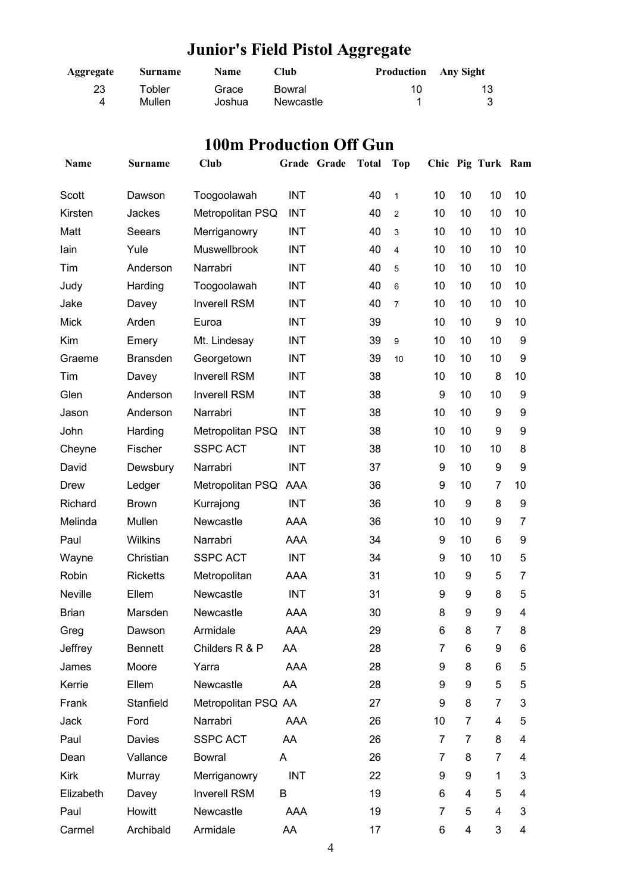# Junior's Field Pistol Aggregate

| Aggregate | Surname | Name | Club | Production | Any Sight |
|---|---|---|---|---|---|
| 23 | Tobler | Grace | Bowral | 10 | 13 |
| 4 | Mullen | Joshua | Newcastle | 1 | 3 |

# 100m Production Off Gun

| Name | Surname | Club | Grade | Grade | Total | Top | Chic | Pig | Turk | Ram |
|---|---|---|---|---|---|---|---|---|---|---|
| Scott | Dawson | Toogoolawah | INT | | 40 | 1 | 10 | 10 | 10 | 10 |
| Kirsten | Jackes | Metropolitan PSQ | INT | | 40 | 2 | 10 | 10 | 10 | 10 |
| Matt | Seears | Merriganowry | INT | | 40 | 3 | 10 | 10 | 10 | 10 |
| Iain | Yule | Muswellbrook | INT | | 40 | 4 | 10 | 10 | 10 | 10 |
| Tim | Anderson | Narrabri | INT | | 40 | 5 | 10 | 10 | 10 | 10 |
| Judy | Harding | Toogoolawah | INT | | 40 | 6 | 10 | 10 | 10 | 10 |
| Jake | Davey | Inverell RSM | INT | | 40 | 7 | 10 | 10 | 10 | 10 |
| Mick | Arden | Euroa | INT | | 39 | | 10 | 10 | 9 | 10 |
| Kim | Emery | Mt. Lindesay | INT | | 39 | 9 | 10 | 10 | 10 | 9 |
| Graeme | Bransden | Georgetown | INT | | 39 | 10 | 10 | 10 | 10 | 9 |
| Tim | Davey | Inverell RSM | INT | | 38 | | 10 | 10 | 8 | 10 |
| Glen | Anderson | Inverell RSM | INT | | 38 | | 9 | 10 | 10 | 9 |
| Jason | Anderson | Narrabri | INT | | 38 | | 10 | 10 | 9 | 9 |
| John | Harding | Metropolitan PSQ | INT | | 38 | | 10 | 10 | 9 | 9 |
| Cheyne | Fischer | SSPC ACT | INT | | 38 | | 10 | 10 | 10 | 8 |
| David | Dewsbury | Narrabri | INT | | 37 | | 9 | 10 | 9 | 9 |
| Drew | Ledger | Metropolitan PSQ | AAA | | 36 | | 9 | 10 | 7 | 10 |
| Richard | Brown | Kurrajong | INT | | 36 | | 10 | 9 | 8 | 9 |
| Melinda | Mullen | Newcastle | AAA | | 36 | | 10 | 10 | 9 | 7 |
| Paul | Wilkins | Narrabri | AAA | | 34 | | 9 | 10 | 6 | 9 |
| Wayne | Christian | SSPC ACT | INT | | 34 | | 9 | 10 | 10 | 5 |
| Robin | Ricketts | Metropolitan | AAA | | 31 | | 10 | 9 | 5 | 7 |
| Neville | Ellem | Newcastle | INT | | 31 | | 9 | 9 | 8 | 5 |
| Brian | Marsden | Newcastle | AAA | | 30 | | 8 | 9 | 9 | 4 |
| Greg | Dawson | Armidale | AAA | | 29 | | 6 | 8 | 7 | 8 |
| Jeffrey | Bennett | Childers R & P | AA | | 28 | | 7 | 6 | 9 | 6 |
| James | Moore | Yarra | AAA | | 28 | | 9 | 8 | 6 | 5 |
| Kerrie | Ellem | Newcastle | AA | | 28 | | 9 | 9 | 5 | 5 |
| Frank | Stanfield | Metropolitan PSQ | AA | | 27 | | 9 | 8 | 7 | 3 |
| Jack | Ford | Narrabri | AAA | | 26 | | 10 | 7 | 4 | 5 |
| Paul | Davies | SSPC ACT | AA | | 26 | | 7 | 7 | 8 | 4 |
| Dean | Vallance | Bowral | A | | 26 | | 7 | 8 | 7 | 4 |
| Kirk | Murray | Merriganowry | INT | | 22 | | 9 | 9 | 1 | 3 |
| Elizabeth | Davey | Inverell RSM | B | | 19 | | 6 | 4 | 5 | 4 |
| Paul | Howitt | Newcastle | AAA | | 19 | | 7 | 5 | 4 | 3 |
| Carmel | Archibald | Armidale | AA | | 17 | | 6 | 4 | 3 | 4 |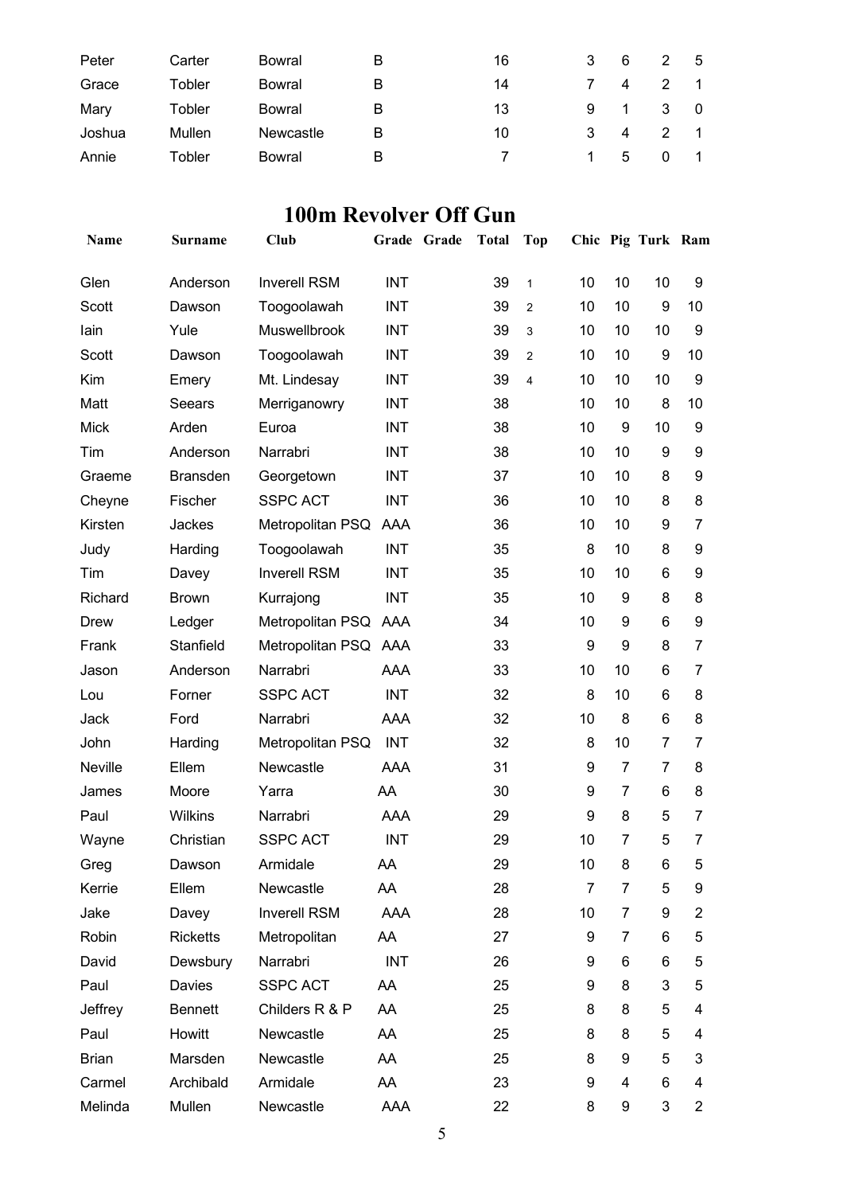| | | | | | | | | |
|---|---|---|---|---|---|---|---|---|
| Peter | Carter | Bowral | B | 16 | 3 | 6 | 2 | 5 |
| Grace | Tobler | Bowral | B | 14 | 7 | 4 | 2 | 1 |
| Mary | Tobler | Bowral | B | 13 | 9 | 1 | 3 | 0 |
| Joshua | Mullen | Newcastle | B | 10 | 3 | 4 | 2 | 1 |
| Annie | Tobler | Bowral | B | 7 | 1 | 5 | 0 | 1 |

## 100m Revolver Off Gun

| Name | Surname | Club | Grade | Grade | Total | Top | Chic | Pig | Turk | Ram |
|---|---|---|---|---|---|---|---|---|---|---|
| Glen | Anderson | Inverell RSM | INT | | 39 | 1 | 10 | 10 | 10 | 9 |
| Scott | Dawson | Toogoolawah | INT | | 39 | 2 | 10 | 10 | 9 | 10 |
| Iain | Yule | Muswellbrook | INT | | 39 | 3 | 10 | 10 | 10 | 9 |
| Scott | Dawson | Toogoolawah | INT | | 39 | 2 | 10 | 10 | 9 | 10 |
| Kim | Emery | Mt. Lindesay | INT | | 39 | 4 | 10 | 10 | 10 | 9 |
| Matt | Seears | Merriganowry | INT | | 38 | | 10 | 10 | 8 | 10 |
| Mick | Arden | Euroa | INT | | 38 | | 10 | 9 | 10 | 9 |
| Tim | Anderson | Narrabri | INT | | 38 | | 10 | 10 | 9 | 9 |
| Graeme | Bransden | Georgetown | INT | | 37 | | 10 | 10 | 8 | 9 |
| Cheyne | Fischer | SSPC ACT | INT | | 36 | | 10 | 10 | 8 | 8 |
| Kirsten | Jackes | Metropolitan PSQ | AAA | | 36 | | 10 | 10 | 9 | 7 |
| Judy | Harding | Toogoolawah | INT | | 35 | | 8 | 10 | 8 | 9 |
| Tim | Davey | Inverell RSM | INT | | 35 | | 10 | 10 | 6 | 9 |
| Richard | Brown | Kurrajong | INT | | 35 | | 10 | 9 | 8 | 8 |
| Drew | Ledger | Metropolitan PSQ | AAA | | 34 | | 10 | 9 | 6 | 9 |
| Frank | Stanfield | Metropolitan PSQ | AAA | | 33 | | 9 | 9 | 8 | 7 |
| Jason | Anderson | Narrabri | AAA | | 33 | | 10 | 10 | 6 | 7 |
| Lou | Forner | SSPC ACT | INT | | 32 | | 8 | 10 | 6 | 8 |
| Jack | Ford | Narrabri | AAA | | 32 | | 10 | 8 | 6 | 8 |
| John | Harding | Metropolitan PSQ | INT | | 32 | | 8 | 10 | 7 | 7 |
| Neville | Ellem | Newcastle | AAA | | 31 | | 9 | 7 | 7 | 8 |
| James | Moore | Yarra | AA | | 30 | | 9 | 7 | 6 | 8 |
| Paul | Wilkins | Narrabri | AAA | | 29 | | 9 | 8 | 5 | 7 |
| Wayne | Christian | SSPC ACT | INT | | 29 | | 10 | 7 | 5 | 7 |
| Greg | Dawson | Armidale | AA | | 29 | | 10 | 8 | 6 | 5 |
| Kerrie | Ellem | Newcastle | AA | | 28 | | 7 | 7 | 5 | 9 |
| Jake | Davey | Inverell RSM | AAA | | 28 | | 10 | 7 | 9 | 2 |
| Robin | Ricketts | Metropolitan | AA | | 27 | | 9 | 7 | 6 | 5 |
| David | Dewsbury | Narrabri | INT | | 26 | | 9 | 6 | 6 | 5 |
| Paul | Davies | SSPC ACT | AA | | 25 | | 9 | 8 | 3 | 5 |
| Jeffrey | Bennett | Childers R & P | AA | | 25 | | 8 | 8 | 5 | 4 |
| Paul | Howitt | Newcastle | AA | | 25 | | 8 | 8 | 5 | 4 |
| Brian | Marsden | Newcastle | AA | | 25 | | 8 | 9 | 5 | 3 |
| Carmel | Archibald | Armidale | AA | | 23 | | 9 | 4 | 6 | 4 |
| Melinda | Mullen | Newcastle | AAA | | 22 | | 8 | 9 | 3 | 2 |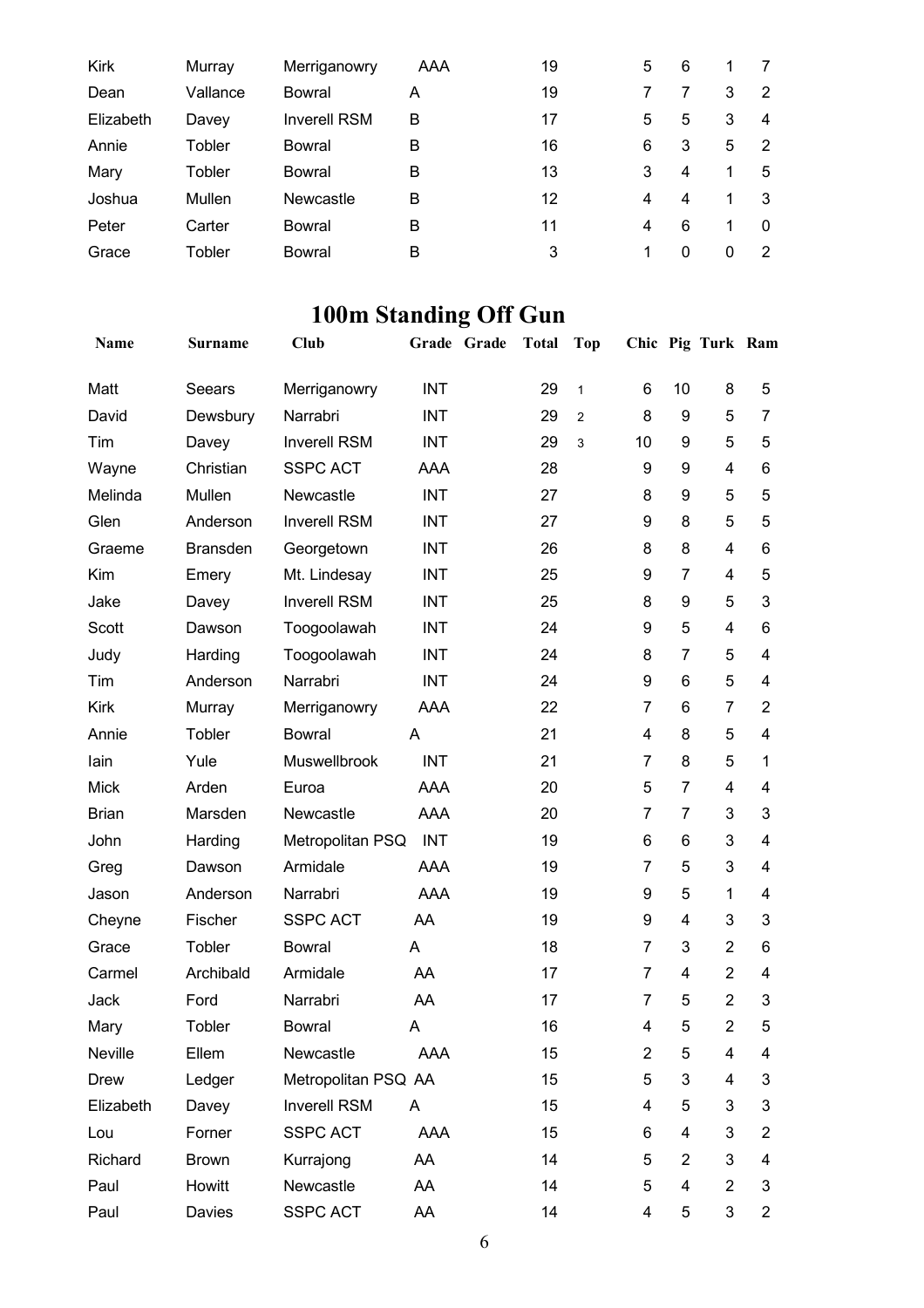| | | | | | | | | | | |
|---|---|---|---|---|---|---|---|---|---|---|
| Kirk | Murray | Merriganowry | AAA | | 19 | | 5 | 6 | 1 | 7 |
| Dean | Vallance | Bowral | A | | 19 | | 7 | 7 | 3 | 2 |
| Elizabeth | Davey | Inverell RSM | B | | 17 | | 5 | 5 | 3 | 4 |
| Annie | Tobler | Bowral | B | | 16 | | 6 | 3 | 5 | 2 |
| Mary | Tobler | Bowral | B | | 13 | | 3 | 4 | 1 | 5 |
| Joshua | Mullen | Newcastle | B | | 12 | | 4 | 4 | 1 | 3 |
| Peter | Carter | Bowral | B | | 11 | | 4 | 6 | 1 | 0 |
| Grace | Tobler | Bowral | B | | 3 | | 1 | 0 | 0 | 2 |

# 100m Standing Off Gun

| Name | Surname | Club | Grade | Grade | Total | Top | Chic | Pig | Turk | Ram |
|---|---|---|---|---|---|---|---|---|---|---|
| Matt | Seears | Merriganowry | INT | | 29 | 1 | 6 | 10 | 8 | 5 |
| David | Dewsbury | Narrabri | INT | | 29 | 2 | 8 | 9 | 5 | 7 |
| Tim | Davey | Inverell RSM | INT | | 29 | 3 | 10 | 9 | 5 | 5 |
| Wayne | Christian | SSPC ACT | AAA | | 28 | | 9 | 9 | 4 | 6 |
| Melinda | Mullen | Newcastle | INT | | 27 | | 8 | 9 | 5 | 5 |
| Glen | Anderson | Inverell RSM | INT | | 27 | | 9 | 8 | 5 | 5 |
| Graeme | Bransden | Georgetown | INT | | 26 | | 8 | 8 | 4 | 6 |
| Kim | Emery | Mt. Lindesay | INT | | 25 | | 9 | 7 | 4 | 5 |
| Jake | Davey | Inverell RSM | INT | | 25 | | 8 | 9 | 5 | 3 |
| Scott | Dawson | Toogoolawah | INT | | 24 | | 9 | 5 | 4 | 6 |
| Judy | Harding | Toogoolawah | INT | | 24 | | 8 | 7 | 5 | 4 |
| Tim | Anderson | Narrabri | INT | | 24 | | 9 | 6 | 5 | 4 |
| Kirk | Murray | Merriganowry | AAA | | 22 | | 7 | 6 | 7 | 2 |
| Annie | Tobler | Bowral | A | | 21 | | 4 | 8 | 5 | 4 |
| Iain | Yule | Muswellbrook | INT | | 21 | | 7 | 8 | 5 | 1 |
| Mick | Arden | Euroa | AAA | | 20 | | 5 | 7 | 4 | 4 |
| Brian | Marsden | Newcastle | AAA | | 20 | | 7 | 7 | 3 | 3 |
| John | Harding | Metropolitan PSQ | INT | | 19 | | 6 | 6 | 3 | 4 |
| Greg | Dawson | Armidale | AAA | | 19 | | 7 | 5 | 3 | 4 |
| Jason | Anderson | Narrabri | AAA | | 19 | | 9 | 5 | 1 | 4 |
| Cheyne | Fischer | SSPC ACT | AA | | 19 | | 9 | 4 | 3 | 3 |
| Grace | Tobler | Bowral | A | | 18 | | 7 | 3 | 2 | 6 |
| Carmel | Archibald | Armidale | AA | | 17 | | 7 | 4 | 2 | 4 |
| Jack | Ford | Narrabri | AA | | 17 | | 7 | 5 | 2 | 3 |
| Mary | Tobler | Bowral | A | | 16 | | 4 | 5 | 2 | 5 |
| Neville | Ellem | Newcastle | AAA | | 15 | | 2 | 5 | 4 | 4 |
| Drew | Ledger | Metropolitan PSQ | AA | | 15 | | 5 | 3 | 4 | 3 |
| Elizabeth | Davey | Inverell RSM | A | | 15 | | 4 | 5 | 3 | 3 |
| Lou | Forner | SSPC ACT | AAA | | 15 | | 6 | 4 | 3 | 2 |
| Richard | Brown | Kurrajong | AA | | 14 | | 5 | 2 | 3 | 4 |
| Paul | Howitt | Newcastle | AA | | 14 | | 5 | 4 | 2 | 3 |
| Paul | Davies | SSPC ACT | AA | | 14 | | 4 | 5 | 3 | 2 |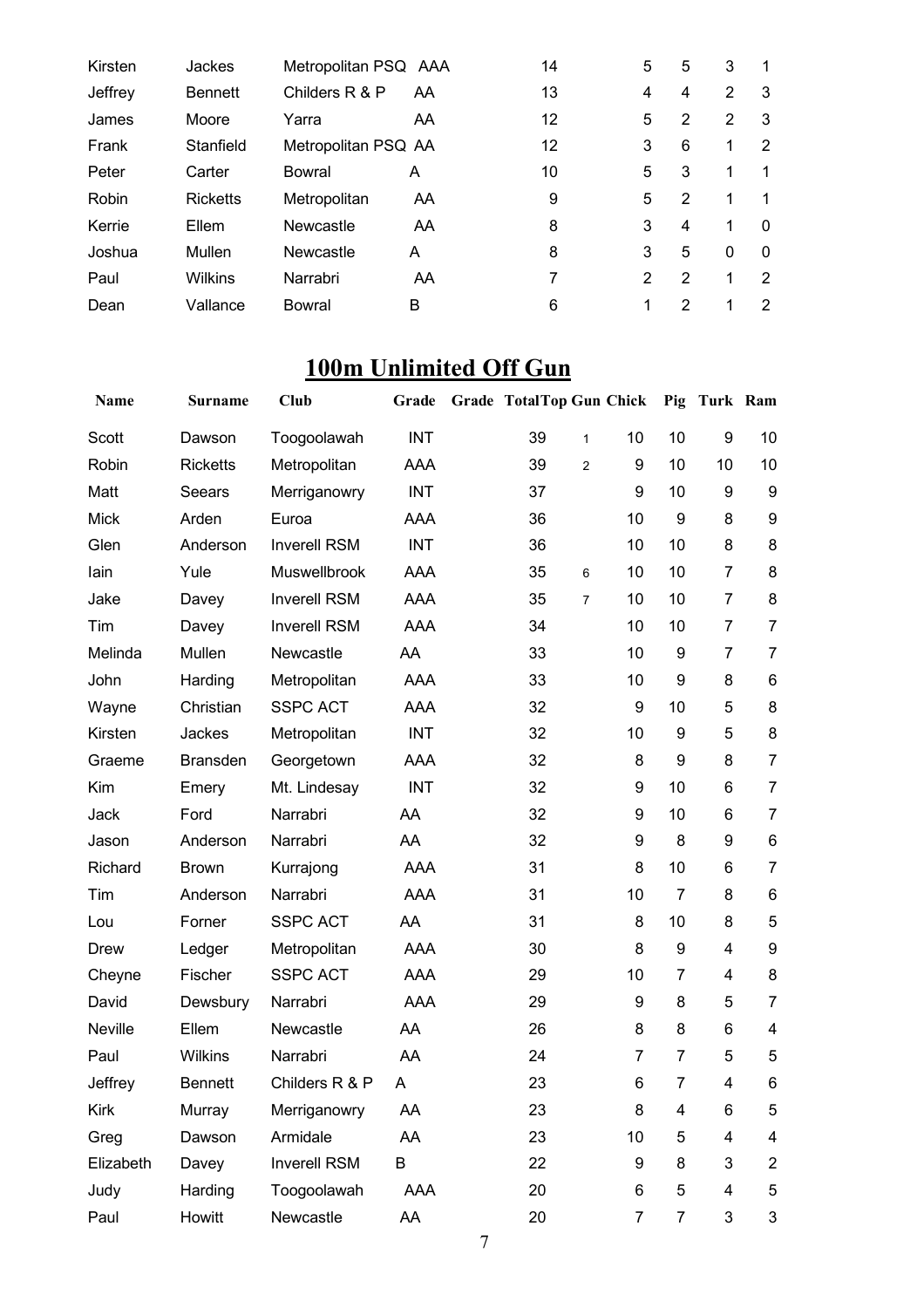| | | | | | | | | | |
|---|---|---|---|---|---|---|---|---|---|
| Kirsten | Jackes | Metropolitan PSQ | AAA | 14 | | 5 | 5 | 3 | 1 |
| Jeffrey | Bennett | Childers R & P | AA | 13 | | 4 | 4 | 2 | 3 |
| James | Moore | Yarra | AA | 12 | | 5 | 2 | 2 | 3 |
| Frank | Stanfield | Metropolitan PSQ | AA | 12 | | 3 | 6 | 1 | 2 |
| Peter | Carter | Bowral | A | 10 | | 5 | 3 | 1 | 1 |
| Robin | Ricketts | Metropolitan | AA | 9 | | 5 | 2 | 1 | 1 |
| Kerrie | Ellem | Newcastle | AA | 8 | | 3 | 4 | 1 | 0 |
| Joshua | Mullen | Newcastle | A | 8 | | 3 | 5 | 0 | 0 |
| Paul | Wilkins | Narrabri | AA | 7 | | 2 | 2 | 1 | 2 |
| Dean | Vallance | Bowral | B | 6 | | 1 | 2 | 1 | 2 |

## 100m Unlimited Off Gun

| Name | Surname | Club | Grade | Grade | Total | Top Gun | Chick | Pig | Turk | Ram |
|---|---|---|---|---|---|---|---|---|---|---|
| Scott | Dawson | Toogoolawah | INT | | 39 | 1 | 10 | 10 | 9 | 10 |
| Robin | Ricketts | Metropolitan | AAA | | 39 | 2 | 9 | 10 | 10 | 10 |
| Matt | Seears | Merriganowry | INT | | 37 | | 9 | 10 | 9 | 9 |
| Mick | Arden | Euroa | AAA | | 36 | | 10 | 9 | 8 | 9 |
| Glen | Anderson | Inverell RSM | INT | | 36 | | 10 | 10 | 8 | 8 |
| Iain | Yule | Muswellbrook | AAA | | 35 | 6 | 10 | 10 | 7 | 8 |
| Jake | Davey | Inverell RSM | AAA | | 35 | 7 | 10 | 10 | 7 | 8 |
| Tim | Davey | Inverell RSM | AAA | | 34 | | 10 | 10 | 7 | 7 |
| Melinda | Mullen | Newcastle | AA | | 33 | | 10 | 9 | 7 | 7 |
| John | Harding | Metropolitan | AAA | | 33 | | 10 | 9 | 8 | 6 |
| Wayne | Christian | SSPC ACT | AAA | | 32 | | 9 | 10 | 5 | 8 |
| Kirsten | Jackes | Metropolitan | INT | | 32 | | 10 | 9 | 5 | 8 |
| Graeme | Bransden | Georgetown | AAA | | 32 | | 8 | 9 | 8 | 7 |
| Kim | Emery | Mt. Lindesay | INT | | 32 | | 9 | 10 | 6 | 7 |
| Jack | Ford | Narrabri | AA | | 32 | | 9 | 10 | 6 | 7 |
| Jason | Anderson | Narrabri | AA | | 32 | | 9 | 8 | 9 | 6 |
| Richard | Brown | Kurrajong | AAA | | 31 | | 8 | 10 | 6 | 7 |
| Tim | Anderson | Narrabri | AAA | | 31 | | 10 | 7 | 8 | 6 |
| Lou | Forner | SSPC ACT | AA | | 31 | | 8 | 10 | 8 | 5 |
| Drew | Ledger | Metropolitan | AAA | | 30 | | 8 | 9 | 4 | 9 |
| Cheyne | Fischer | SSPC ACT | AAA | | 29 | | 10 | 7 | 4 | 8 |
| David | Dewsbury | Narrabri | AAA | | 29 | | 9 | 8 | 5 | 7 |
| Neville | Ellem | Newcastle | AA | | 26 | | 8 | 8 | 6 | 4 |
| Paul | Wilkins | Narrabri | AA | | 24 | | 7 | 7 | 5 | 5 |
| Jeffrey | Bennett | Childers R & P | A | | 23 | | 6 | 7 | 4 | 6 |
| Kirk | Murray | Merriganowry | AA | | 23 | | 8 | 4 | 6 | 5 |
| Greg | Dawson | Armidale | AA | | 23 | | 10 | 5 | 4 | 4 |
| Elizabeth | Davey | Inverell RSM | B | | 22 | | 9 | 8 | 3 | 2 |
| Judy | Harding | Toogoolawah | AAA | | 20 | | 6 | 5 | 4 | 5 |
| Paul | Howitt | Newcastle | AA | | 20 | | 7 | 7 | 3 | 3 |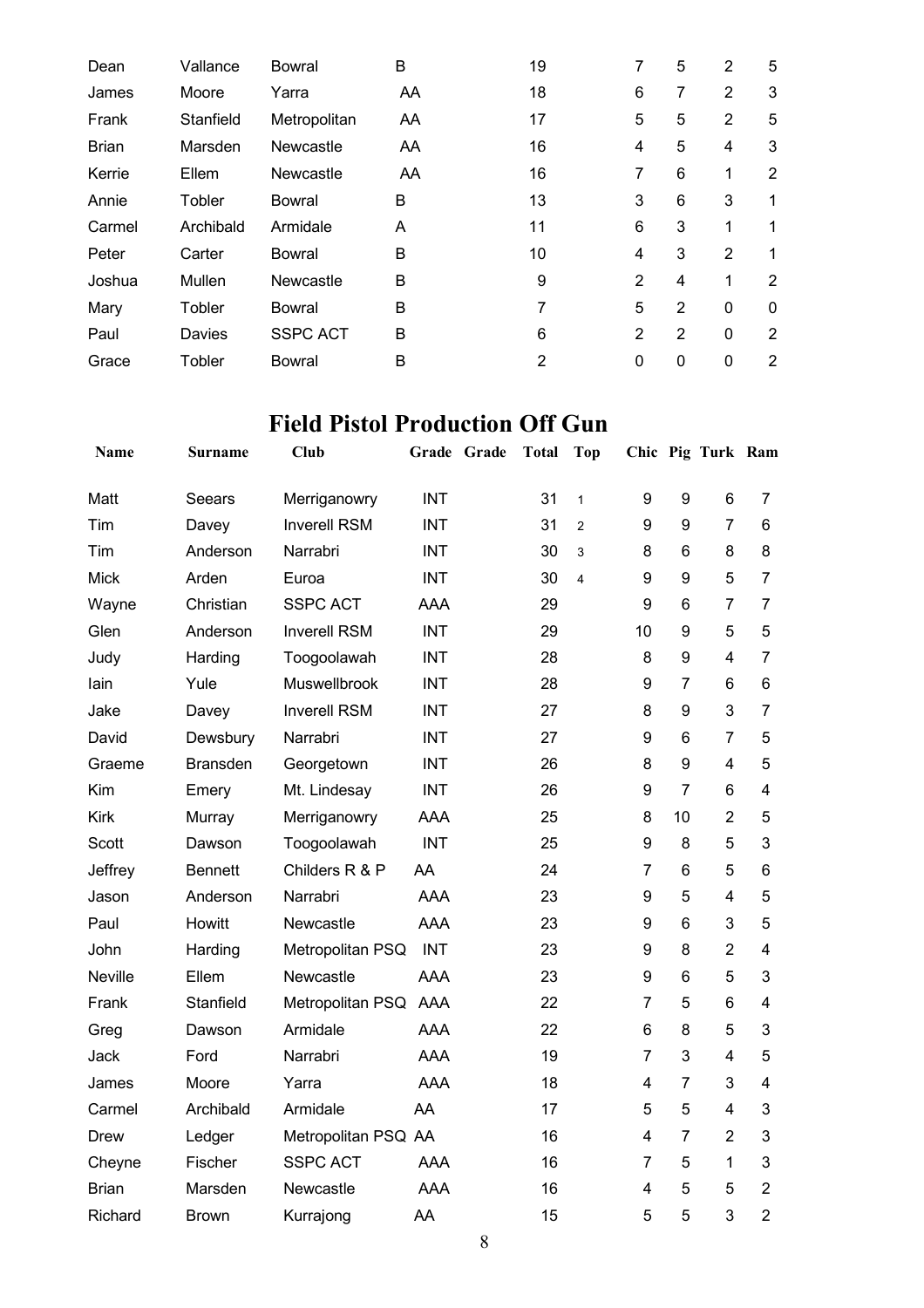| | | | | | | | | |
|---|---|---|---|---|---|---|---|---|
| Dean | Vallance | Bowral | B | 19 | 7 | 5 | 2 | 5 |
| James | Moore | Yarra | AA | 18 | 6 | 7 | 2 | 3 |
| Frank | Stanfield | Metropolitan | AA | 17 | 5 | 5 | 2 | 5 |
| Brian | Marsden | Newcastle | AA | 16 | 4 | 5 | 4 | 3 |
| Kerrie | Ellem | Newcastle | AA | 16 | 7 | 6 | 1 | 2 |
| Annie | Tobler | Bowral | B | 13 | 3 | 6 | 3 | 1 |
| Carmel | Archibald | Armidale | A | 11 | 6 | 3 | 1 | 1 |
| Peter | Carter | Bowral | B | 10 | 4 | 3 | 2 | 1 |
| Joshua | Mullen | Newcastle | B | 9 | 2 | 4 | 1 | 2 |
| Mary | Tobler | Bowral | B | 7 | 5 | 2 | 0 | 0 |
| Paul | Davies | SSPC ACT | B | 6 | 2 | 2 | 0 | 2 |
| Grace | Tobler | Bowral | B | 2 | 0 | 0 | 0 | 2 |

# Field Pistol Production Off Gun

| Name | Surname | Club | Grade | Grade | Total | Top | Chic | Pig | Turk | Ram |
|---|---|---|---|---|---|---|---|---|---|---|
| Matt | Seears | Merriganowry | INT | | 31 | 1 | 9 | 9 | 6 | 7 |
| Tim | Davey | Inverell RSM | INT | | 31 | 2 | 9 | 9 | 7 | 6 |
| Tim | Anderson | Narrabri | INT | | 30 | 3 | 8 | 6 | 8 | 8 |
| Mick | Arden | Euroa | INT | | 30 | 4 | 9 | 9 | 5 | 7 |
| Wayne | Christian | SSPC ACT | AAA | | 29 | | 9 | 6 | 7 | 7 |
| Glen | Anderson | Inverell RSM | INT | | 29 | | 10 | 9 | 5 | 5 |
| Judy | Harding | Toogoolawah | INT | | 28 | | 8 | 9 | 4 | 7 |
| Iain | Yule | Muswellbrook | INT | | 28 | | 9 | 7 | 6 | 6 |
| Jake | Davey | Inverell RSM | INT | | 27 | | 8 | 9 | 3 | 7 |
| David | Dewsbury | Narrabri | INT | | 27 | | 9 | 6 | 7 | 5 |
| Graeme | Bransden | Georgetown | INT | | 26 | | 8 | 9 | 4 | 5 |
| Kim | Emery | Mt. Lindesay | INT | | 26 | | 9 | 7 | 6 | 4 |
| Kirk | Murray | Merriganowry | AAA | | 25 | | 8 | 10 | 2 | 5 |
| Scott | Dawson | Toogoolawah | INT | | 25 | | 9 | 8 | 5 | 3 |
| Jeffrey | Bennett | Childers R & P | AA | | 24 | | 7 | 6 | 5 | 6 |
| Jason | Anderson | Narrabri | AAA | | 23 | | 9 | 5 | 4 | 5 |
| Paul | Howitt | Newcastle | AAA | | 23 | | 9 | 6 | 3 | 5 |
| John | Harding | Metropolitan PSQ | INT | | 23 | | 9 | 8 | 2 | 4 |
| Neville | Ellem | Newcastle | AAA | | 23 | | 9 | 6 | 5 | 3 |
| Frank | Stanfield | Metropolitan PSQ | AAA | | 22 | | 7 | 5 | 6 | 4 |
| Greg | Dawson | Armidale | AAA | | 22 | | 6 | 8 | 5 | 3 |
| Jack | Ford | Narrabri | AAA | | 19 | | 7 | 3 | 4 | 5 |
| James | Moore | Yarra | AAA | | 18 | | 4 | 7 | 3 | 4 |
| Carmel | Archibald | Armidale | AA | | 17 | | 5 | 5 | 4 | 3 |
| Drew | Ledger | Metropolitan PSQ | AA | | 16 | | 4 | 7 | 2 | 3 |
| Cheyne | Fischer | SSPC ACT | AAA | | 16 | | 7 | 5 | 1 | 3 |
| Brian | Marsden | Newcastle | AAA | | 16 | | 4 | 5 | 5 | 2 |
| Richard | Brown | Kurrajong | AA | | 15 | | 5 | 5 | 3 | 2 |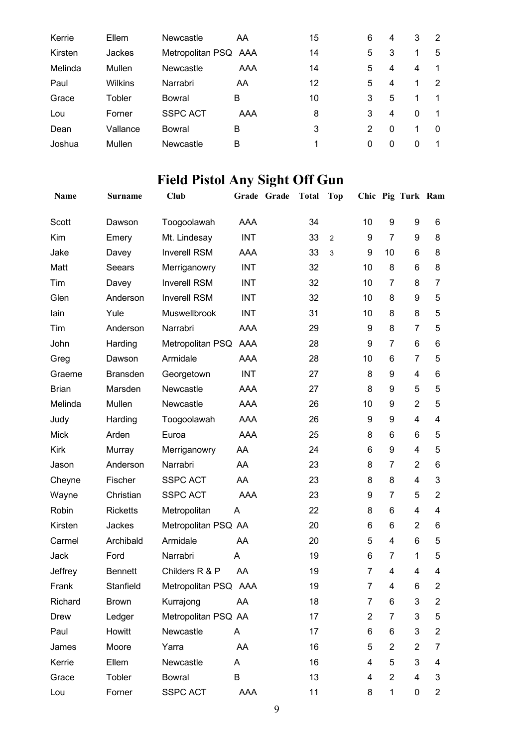| | | | | | | | | | |
|---|---|---|---|---|---|---|---|---|---|
| Kerrie | Ellem | Newcastle | AA | | 15 | | 6 | 4 | 3 | 2 |
| Kirsten | Jackes | Metropolitan PSQ | AAA | | 14 | | 5 | 3 | 1 | 5 |
| Melinda | Mullen | Newcastle | AAA | | 14 | | 5 | 4 | 4 | 1 |
| Paul | Wilkins | Narrabri | AA | | 12 | | 5 | 4 | 1 | 2 |
| Grace | Tobler | Bowral | B | | 10 | | 3 | 5 | 1 | 1 |
| Lou | Forner | SSPC ACT | AAA | | 8 | | 3 | 4 | 0 | 1 |
| Dean | Vallance | Bowral | B | | 3 | | 2 | 0 | 1 | 0 |
| Joshua | Mullen | Newcastle | B | | 1 | | 0 | 0 | 0 | 1 |

# Field Pistol Any Sight Off Gun

| Name | Surname | Club | Grade | Grade | Total | Top | Chic | Pig | Turk | Ram |
|---|---|---|---|---|---|---|---|---|---|---|
| Scott | Dawson | Toogoolawah | AAA | | 34 | | 10 | 9 | 9 | 6 |
| Kim | Emery | Mt. Lindesay | INT | | 33 | 2 | 9 | 7 | 9 | 8 |
| Jake | Davey | Inverell RSM | AAA | | 33 | 3 | 9 | 10 | 6 | 8 |
| Matt | Seears | Merriganowry | INT | | 32 | | 10 | 8 | 6 | 8 |
| Tim | Davey | Inverell RSM | INT | | 32 | | 10 | 7 | 8 | 7 |
| Glen | Anderson | Inverell RSM | INT | | 32 | | 10 | 8 | 9 | 5 |
| Iain | Yule | Muswellbrook | INT | | 31 | | 10 | 8 | 8 | 5 |
| Tim | Anderson | Narrabri | AAA | | 29 | | 9 | 8 | 7 | 5 |
| John | Harding | Metropolitan PSQ | AAA | | 28 | | 9 | 7 | 6 | 6 |
| Greg | Dawson | Armidale | AAA | | 28 | | 10 | 6 | 7 | 5 |
| Graeme | Bransden | Georgetown | INT | | 27 | | 8 | 9 | 4 | 6 |
| Brian | Marsden | Newcastle | AAA | | 27 | | 8 | 9 | 5 | 5 |
| Melinda | Mullen | Newcastle | AAA | | 26 | | 10 | 9 | 2 | 5 |
| Judy | Harding | Toogoolawah | AAA | | 26 | | 9 | 9 | 4 | 4 |
| Mick | Arden | Euroa | AAA | | 25 | | 8 | 6 | 6 | 5 |
| Kirk | Murray | Merriganowry | AA | | 24 | | 6 | 9 | 4 | 5 |
| Jason | Anderson | Narrabri | AA | | 23 | | 8 | 7 | 2 | 6 |
| Cheyne | Fischer | SSPC ACT | AA | | 23 | | 8 | 8 | 4 | 3 |
| Wayne | Christian | SSPC ACT | AAA | | 23 | | 9 | 7 | 5 | 2 |
| Robin | Ricketts | Metropolitan | A | | 22 | | 8 | 6 | 4 | 4 |
| Kirsten | Jackes | Metropolitan PSQ | AA | | 20 | | 6 | 6 | 2 | 6 |
| Carmel | Archibald | Armidale | AA | | 20 | | 5 | 4 | 6 | 5 |
| Jack | Ford | Narrabri | A | | 19 | | 6 | 7 | 1 | 5 |
| Jeffrey | Bennett | Childers R & P | AA | | 19 | | 7 | 4 | 4 | 4 |
| Frank | Stanfield | Metropolitan PSQ | AAA | | 19 | | 7 | 4 | 6 | 2 |
| Richard | Brown | Kurrajong | AA | | 18 | | 7 | 6 | 3 | 2 |
| Drew | Ledger | Metropolitan PSQ | AA | | 17 | | 2 | 7 | 3 | 5 |
| Paul | Howitt | Newcastle | A | | 17 | | 6 | 6 | 3 | 2 |
| James | Moore | Yarra | AA | | 16 | | 5 | 2 | 2 | 7 |
| Kerrie | Ellem | Newcastle | A | | 16 | | 4 | 5 | 3 | 4 |
| Grace | Tobler | Bowral | B | | 13 | | 4 | 2 | 4 | 3 |
| Lou | Forner | SSPC ACT | AAA | | 11 | | 8 | 1 | 0 | 2 |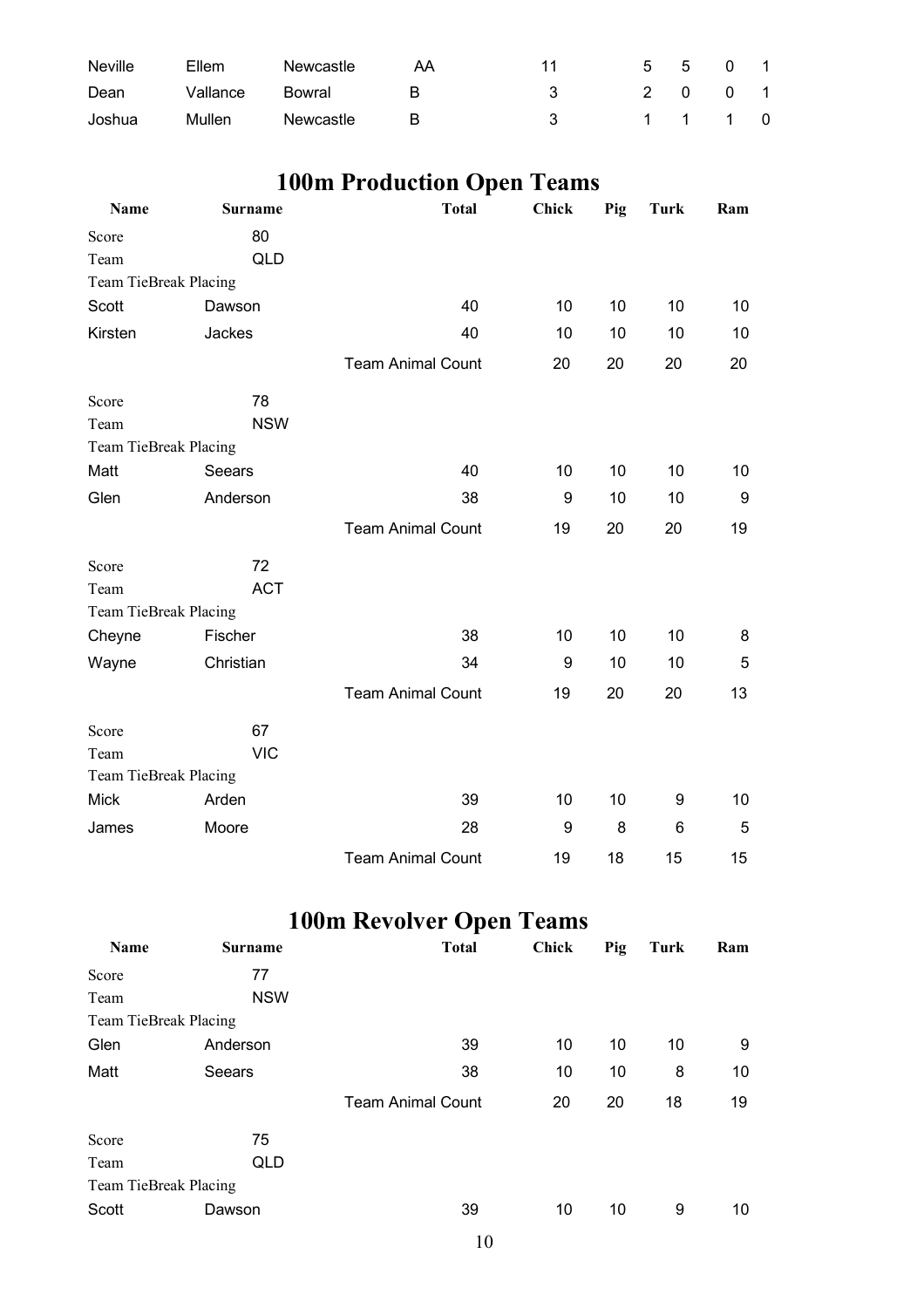| | | | | | | | | |
|---|---|---|---|---|---|---|---|---|
| Neville | Ellem | Newcastle | AA | 11 | 5 | 5 | 0 | 1 |
| Dean | Vallance | Bowral | B | 3 | 2 | 0 | 0 | 1 |
| Joshua | Mullen | Newcastle | B | 3 | 1 | 1 | 1 | 0 |

# 100m Production Open Teams

| Name | Surname | Total | Chick | Pig | Turk | Ram |
|---|---|---|---|---|---|---|
| Score | 80 | | | | | |
| Team | QLD | | | | | |
| Team TieBreak Placing | | | | | | |
| Scott | Dawson | 40 | 10 | 10 | 10 | 10 |
| Kirsten | Jackes | 40 | 10 | 10 | 10 | 10 |
| | | Team Animal Count | 20 | 20 | 20 | 20 |
| Score | 78 | | | | | |
| Team | NSW | | | | | |
| Team TieBreak Placing | | | | | | |
| Matt | Seears | 40 | 10 | 10 | 10 | 10 |
| Glen | Anderson | 38 | 9 | 10 | 10 | 9 |
| | | Team Animal Count | 19 | 20 | 20 | 19 |
| Score | 72 | | | | | |
| Team | ACT | | | | | |
| Team TieBreak Placing | | | | | | |
| Cheyne | Fischer | 38 | 10 | 10 | 10 | 8 |
| Wayne | Christian | 34 | 9 | 10 | 10 | 5 |
| | | Team Animal Count | 19 | 20 | 20 | 13 |
| Score | 67 | | | | | |
| Team | VIC | | | | | |
| Team TieBreak Placing | | | | | | |
| Mick | Arden | 39 | 10 | 10 | 9 | 10 |
| James | Moore | 28 | 9 | 8 | 6 | 5 |
| | | Team Animal Count | 19 | 18 | 15 | 15 |

# 100m Revolver Open Teams

| Name | Surname | Total | Chick | Pig | Turk | Ram |
|---|---|---|---|---|---|---|
| Score | 77 | | | | | |
| Team | NSW | | | | | |
| Team TieBreak Placing | | | | | | |
| Glen | Anderson | 39 | 10 | 10 | 10 | 9 |
| Matt | Seears | 38 | 10 | 10 | 8 | 10 |
| | | Team Animal Count | 20 | 20 | 18 | 19 |
| Score | 75 | | | | | |
| Team | QLD | | | | | |
| Team TieBreak Placing | | | | | | |
| Scott | Dawson | 39 | 10 | 10 | 9 | 10 |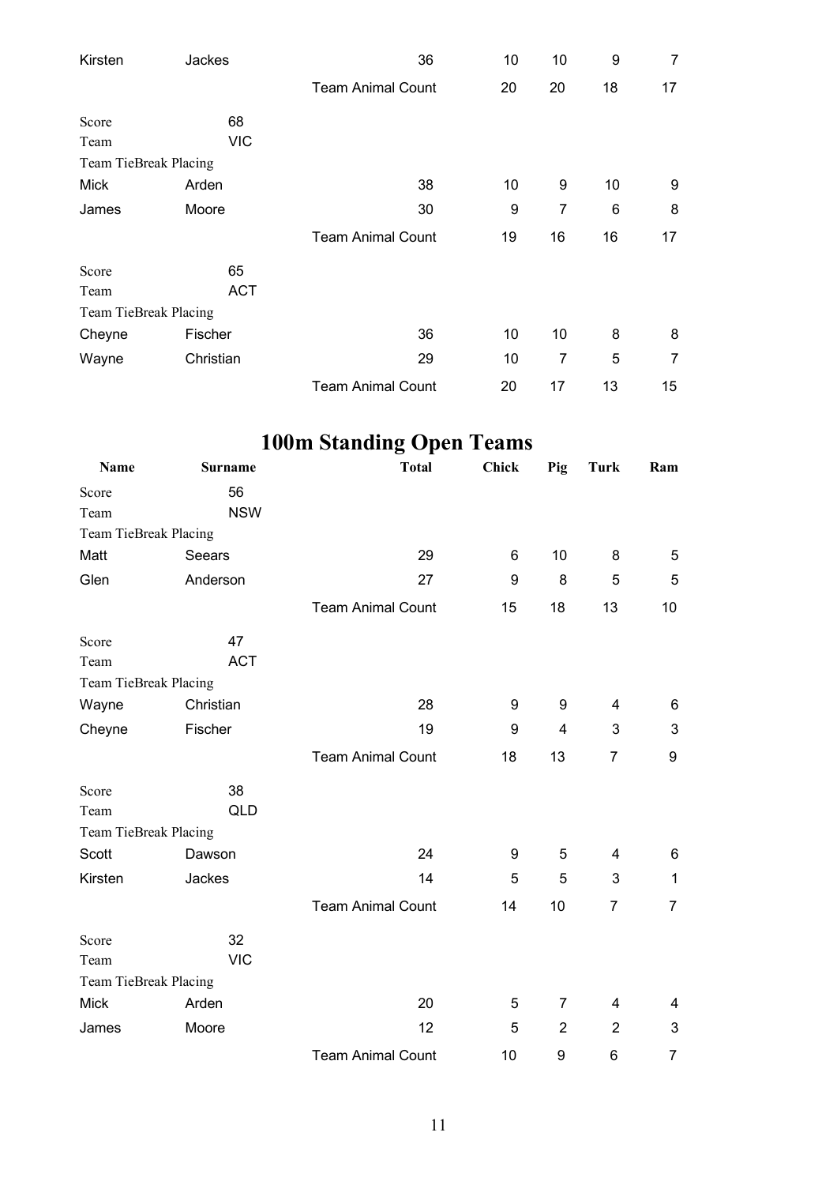| | | | | | | |
|---|---|---|---|---|---|---|
| Kirsten | Jackes | 36 | 10 | 10 | 9 | 7 |
| | | Team Animal Count | 20 | 20 | 18 | 17 |
| Score | 68 | | | | | |
| Team | VIC | | | | | |
| Team TieBreak Placing | | | | | | |
| Mick | Arden | 38 | 10 | 9 | 10 | 9 |
| James | Moore | 30 | 9 | 7 | 6 | 8 |
| | | Team Animal Count | 19 | 16 | 16 | 17 |
| Score | 65 | | | | | |
| Team | ACT | | | | | |
| Team TieBreak Placing | | | | | | |
| Cheyne | Fischer | 36 | 10 | 10 | 8 | 8 |
| Wayne | Christian | 29 | 10 | 7 | 5 | 7 |
| | | Team Animal Count | 20 | 17 | 13 | 15 |

# 100m Standing Open Teams

| Name | Surname | Total | Chick | Pig | Turk | Ram |
|---|---|---|---|---|---|---|
| Score | 56 | | | | | |
| Team | NSW | | | | | |
| Team TieBreak Placing | | | | | | |
| Matt | Seears | 29 | 6 | 10 | 8 | 5 |
| Glen | Anderson | 27 | 9 | 8 | 5 | 5 |
| | | Team Animal Count | 15 | 18 | 13 | 10 |
| Score | 47 | | | | | |
| Team | ACT | | | | | |
| Team TieBreak Placing | | | | | | |
| Wayne | Christian | 28 | 9 | 9 | 4 | 6 |
| Cheyne | Fischer | 19 | 9 | 4 | 3 | 3 |
| | | Team Animal Count | 18 | 13 | 7 | 9 |
| Score | 38 | | | | | |
| Team | QLD | | | | | |
| Team TieBreak Placing | | | | | | |
| Scott | Dawson | 24 | 9 | 5 | 4 | 6 |
| Kirsten | Jackes | 14 | 5 | 5 | 3 | 1 |
| | | Team Animal Count | 14 | 10 | 7 | 7 |
| Score | 32 | | | | | |
| Team | VIC | | | | | |
| Team TieBreak Placing | | | | | | |
| Mick | Arden | 20 | 5 | 7 | 4 | 4 |
| James | Moore | 12 | 5 | 2 | 2 | 3 |
| | | Team Animal Count | 10 | 9 | 6 | 7 |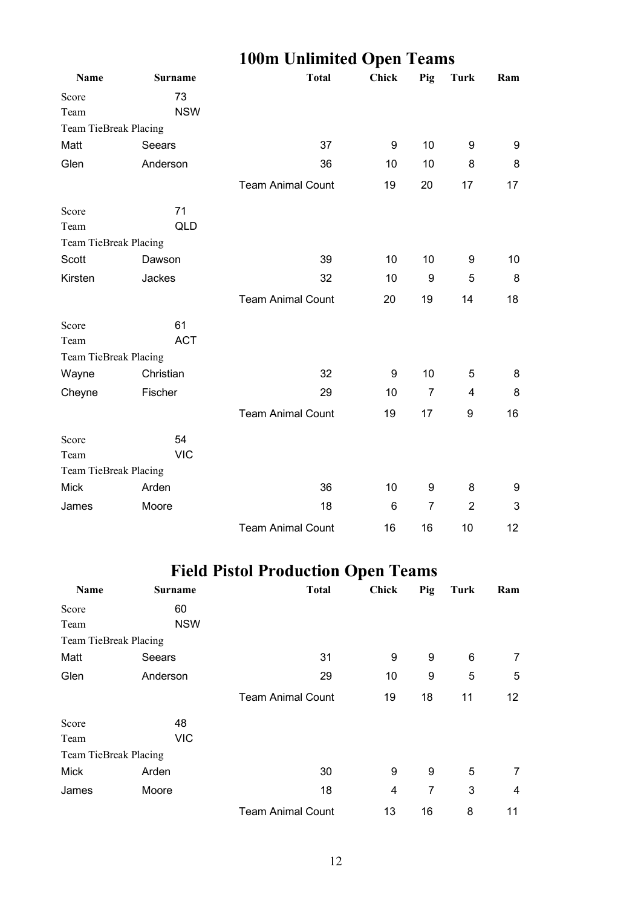# 100m Unlimited Open Teams

| Name | Surname | Total | Chick | Pig | Turk | Ram |
|---|---|---|---|---|---|---|
| Score | 73 | | | | | |
| Team | NSW | | | | | |
| Team TieBreak Placing | | | | | | |
| Matt | Seears | 37 | 9 | 10 | 9 | 9 |
| Glen | Anderson | 36 | 10 | 10 | 8 | 8 |
| | | Team Animal Count | 19 | 20 | 17 | 17 |
| Score | 71 | | | | | |
| Team | QLD | | | | | |
| Team TieBreak Placing | | | | | | |
| Scott | Dawson | 39 | 10 | 10 | 9 | 10 |
| Kirsten | Jackes | 32 | 10 | 9 | 5 | 8 |
| | | Team Animal Count | 20 | 19 | 14 | 18 |
| Score | 61 | | | | | |
| Team | ACT | | | | | |
| Team TieBreak Placing | | | | | | |
| Wayne | Christian | 32 | 9 | 10 | 5 | 8 |
| Cheyne | Fischer | 29 | 10 | 7 | 4 | 8 |
| | | Team Animal Count | 19 | 17 | 9 | 16 |
| Score | 54 | | | | | |
| Team | VIC | | | | | |
| Team TieBreak Placing | | | | | | |
| Mick | Arden | 36 | 10 | 9 | 8 | 9 |
| James | Moore | 18 | 6 | 7 | 2 | 3 |
| | | Team Animal Count | 16 | 16 | 10 | 12 |

# Field Pistol Production Open Teams

| Name | Surname | Total | Chick | Pig | Turk | Ram |
|---|---|---|---|---|---|---|
| Score | 60 | | | | | |
| Team | NSW | | | | | |
| Team TieBreak Placing | | | | | | |
| Matt | Seears | 31 | 9 | 9 | 6 | 7 |
| Glen | Anderson | 29 | 10 | 9 | 5 | 5 |
| | | Team Animal Count | 19 | 18 | 11 | 12 |
| Score | 48 | | | | | |
| Team | VIC | | | | | |
| Team TieBreak Placing | | | | | | |
| Mick | Arden | 30 | 9 | 9 | 5 | 7 |
| James | Moore | 18 | 4 | 7 | 3 | 4 |
| | | Team Animal Count | 13 | 16 | 8 | 11 |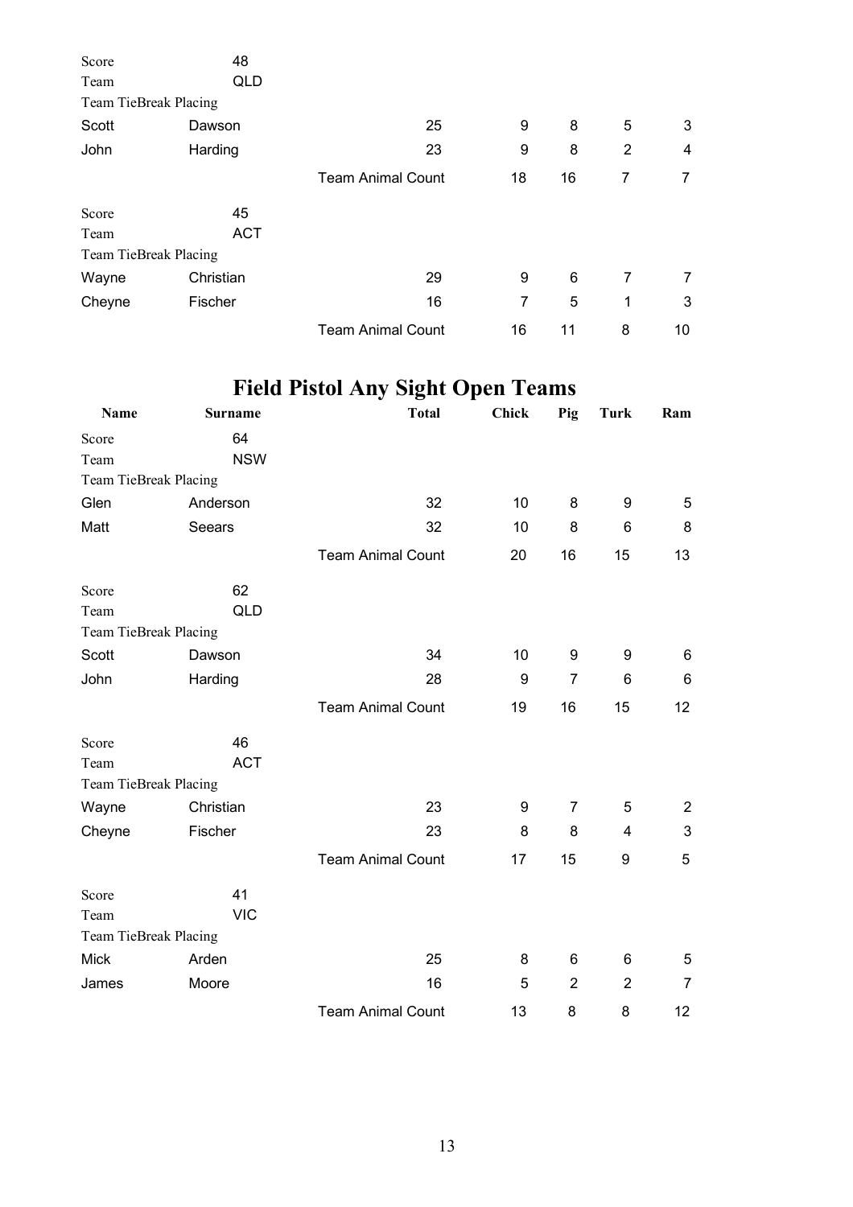| | | | | | | |
|---|---|---|---|---|---|---|
| Score | 48 | | | | | |
| Team | QLD | | | | | |
| Team TieBreak Placing | | | | | | |
| Scott | Dawson | 25 | 9 | 8 | 5 | 3 |
| John | Harding | 23 | 9 | 8 | 2 | 4 |
| | | Team Animal Count | 18 | 16 | 7 | 7 |
| Score | 45 | | | | | |
| Team | ACT | | | | | |
| Team TieBreak Placing | | | | | | |
| Wayne | Christian | 29 | 9 | 6 | 7 | 7 |
| Cheyne | Fischer | 16 | 7 | 5 | 1 | 3 |
| | | Team Animal Count | 16 | 11 | 8 | 10 |

# Field Pistol Any Sight Open Teams

| Name | Surname | Total | Chick | Pig | Turk | Ram |
|---|---|---|---|---|---|---|
| Score | 64 | | | | | |
| Team | NSW | | | | | |
| Team TieBreak Placing | | | | | | |
| Glen | Anderson | 32 | 10 | 8 | 9 | 5 |
| Matt | Seears | 32 | 10 | 8 | 6 | 8 |
| | | Team Animal Count | 20 | 16 | 15 | 13 |
| Score | 62 | | | | | |
| Team | QLD | | | | | |
| Team TieBreak Placing | | | | | | |
| Scott | Dawson | 34 | 10 | 9 | 9 | 6 |
| John | Harding | 28 | 9 | 7 | 6 | 6 |
| | | Team Animal Count | 19 | 16 | 15 | 12 |
| Score | 46 | | | | | |
| Team | ACT | | | | | |
| Team TieBreak Placing | | | | | | |
| Wayne | Christian | 23 | 9 | 7 | 5 | 2 |
| Cheyne | Fischer | 23 | 8 | 8 | 4 | 3 |
| | | Team Animal Count | 17 | 15 | 9 | 5 |
| Score | 41 | | | | | |
| Team | VIC | | | | | |
| Team TieBreak Placing | | | | | | |
| Mick | Arden | 25 | 8 | 6 | 6 | 5 |
| James | Moore | 16 | 5 | 2 | 2 | 7 |
| | | Team Animal Count | 13 | 8 | 8 | 12 |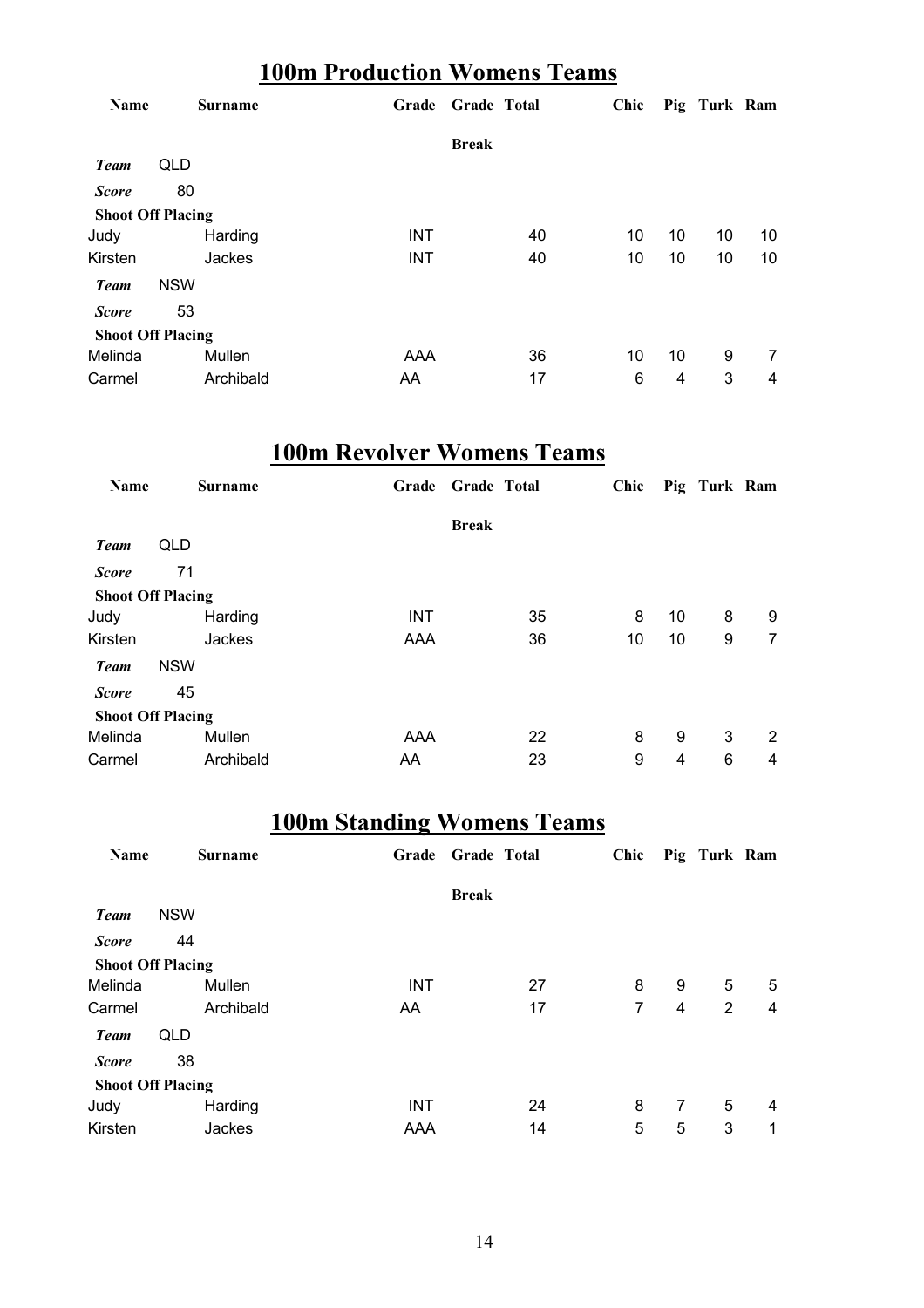## 100m Production Womens Teams

| Name | Surname | Grade | Grade Break | Total | Chic | Pig | Turk | Ram |
|---|---|---|---|---|---|---|---|---|
| *Team* | QLD | | | | | | | |
| *Score* | 80 | | | | | | | |
| **Shoot Off Placing** | | | | | | | | |
| Judy | Harding | INT | | 40 | 10 | 10 | 10 | 10 |
| Kirsten | Jackes | INT | | 40 | 10 | 10 | 10 | 10 |
| *Team* | NSW | | | | | | | |
| *Score* | 53 | | | | | | | |
| **Shoot Off Placing** | | | | | | | | |
| Melinda | Mullen | AAA | | 36 | 10 | 10 | 9 | 7 |
| Carmel | Archibald | AA | | 17 | 6 | 4 | 3 | 4 |

## 100m Revolver Womens Teams

| Name | Surname | Grade | Grade Break | Total | Chic | Pig | Turk | Ram |
|---|---|---|---|---|---|---|---|---|
| *Team* | QLD | | | | | | | |
| *Score* | 71 | | | | | | | |
| **Shoot Off Placing** | | | | | | | | |
| Judy | Harding | INT | | 35 | 8 | 10 | 8 | 9 |
| Kirsten | Jackes | AAA | | 36 | 10 | 10 | 9 | 7 |
| *Team* | NSW | | | | | | | |
| *Score* | 45 | | | | | | | |
| **Shoot Off Placing** | | | | | | | | |
| Melinda | Mullen | AAA | | 22 | 8 | 9 | 3 | 2 |
| Carmel | Archibald | AA | | 23 | 9 | 4 | 6 | 4 |

## 100m Standing Womens Teams

| Name | Surname | Grade | Grade Break | Total | Chic | Pig | Turk | Ram |
|---|---|---|---|---|---|---|---|---|
| *Team* | NSW | | | | | | | |
| *Score* | 44 | | | | | | | |
| **Shoot Off Placing** | | | | | | | | |
| Melinda | Mullen | INT | | 27 | 8 | 9 | 5 | 5 |
| Carmel | Archibald | AA | | 17 | 7 | 4 | 2 | 4 |
| *Team* | QLD | | | | | | | |
| *Score* | 38 | | | | | | | |
| **Shoot Off Placing** | | | | | | | | |
| Judy | Harding | INT | | 24 | 8 | 7 | 5 | 4 |
| Kirsten | Jackes | AAA | | 14 | 5 | 5 | 3 | 1 |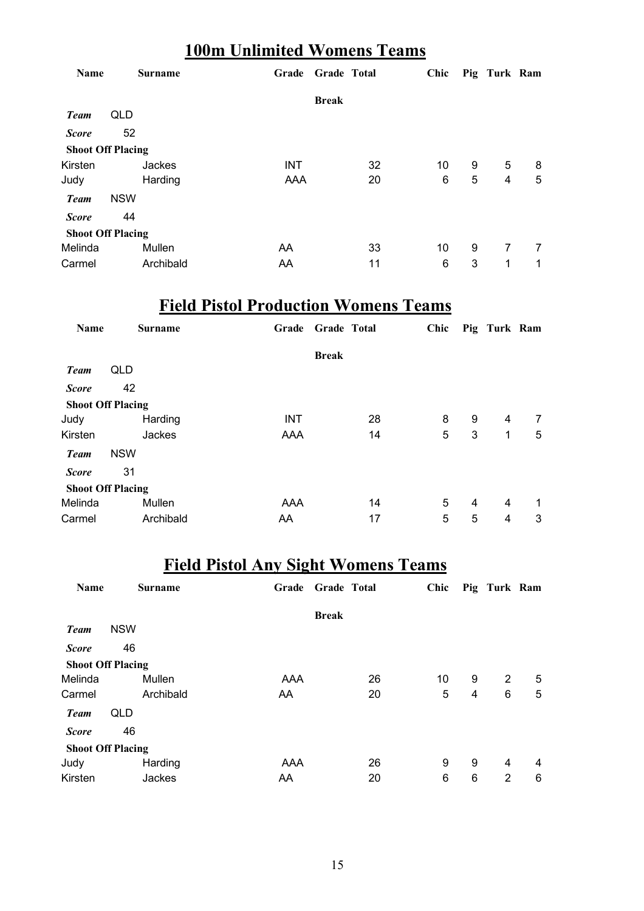## 100m Unlimited Womens Teams

| Name | Surname | Grade | Grade Break | Total | Chic | Pig | Turk | Ram |
|---|---|---|---|---|---|---|---|---|
| ***Team*** | QLD | | | | | | | |
| ***Score*** | 52 | | | | | | | |
| **Shoot Off Placing** | | | | | | | | |
| Kirsten | Jackes | INT | | 32 | 10 | 9 | 5 | 8 |
| Judy | Harding | AAA | | 20 | 6 | 5 | 4 | 5 |
| ***Team*** | NSW | | | | | | | |
| ***Score*** | 44 | | | | | | | |
| **Shoot Off Placing** | | | | | | | | |
| Melinda | Mullen | AA | | 33 | 10 | 9 | 7 | 7 |
| Carmel | Archibald | AA | | 11 | 6 | 3 | 1 | 1 |

## Field Pistol Production Womens Teams

| Name | Surname | Grade | Grade Break | Total | Chic | Pig | Turk | Ram |
|---|---|---|---|---|---|---|---|---|
| ***Team*** | QLD | | | | | | | |
| ***Score*** | 42 | | | | | | | |
| **Shoot Off Placing** | | | | | | | | |
| Judy | Harding | INT | | 28 | 8 | 9 | 4 | 7 |
| Kirsten | Jackes | AAA | | 14 | 5 | 3 | 1 | 5 |
| ***Team*** | NSW | | | | | | | |
| ***Score*** | 31 | | | | | | | |
| **Shoot Off Placing** | | | | | | | | |
| Melinda | Mullen | AAA | | 14 | 5 | 4 | 4 | 1 |
| Carmel | Archibald | AA | | 17 | 5 | 5 | 4 | 3 |

## Field Pistol Any Sight Womens Teams

| Name | Surname | Grade | Grade Break | Total | Chic | Pig | Turk | Ram |
|---|---|---|---|---|---|---|---|---|
| ***Team*** | NSW | | | | | | | |
| ***Score*** | 46 | | | | | | | |
| **Shoot Off Placing** | | | | | | | | |
| Melinda | Mullen | AAA | | 26 | 10 | 9 | 2 | 5 |
| Carmel | Archibald | AA | | 20 | 5 | 4 | 6 | 5 |
| ***Team*** | QLD | | | | | | | |
| ***Score*** | 46 | | | | | | | |
| **Shoot Off Placing** | | | | | | | | |
| Judy | Harding | AAA | | 26 | 9 | 9 | 4 | 4 |
| Kirsten | Jackes | AA | | 20 | 6 | 6 | 2 | 6 |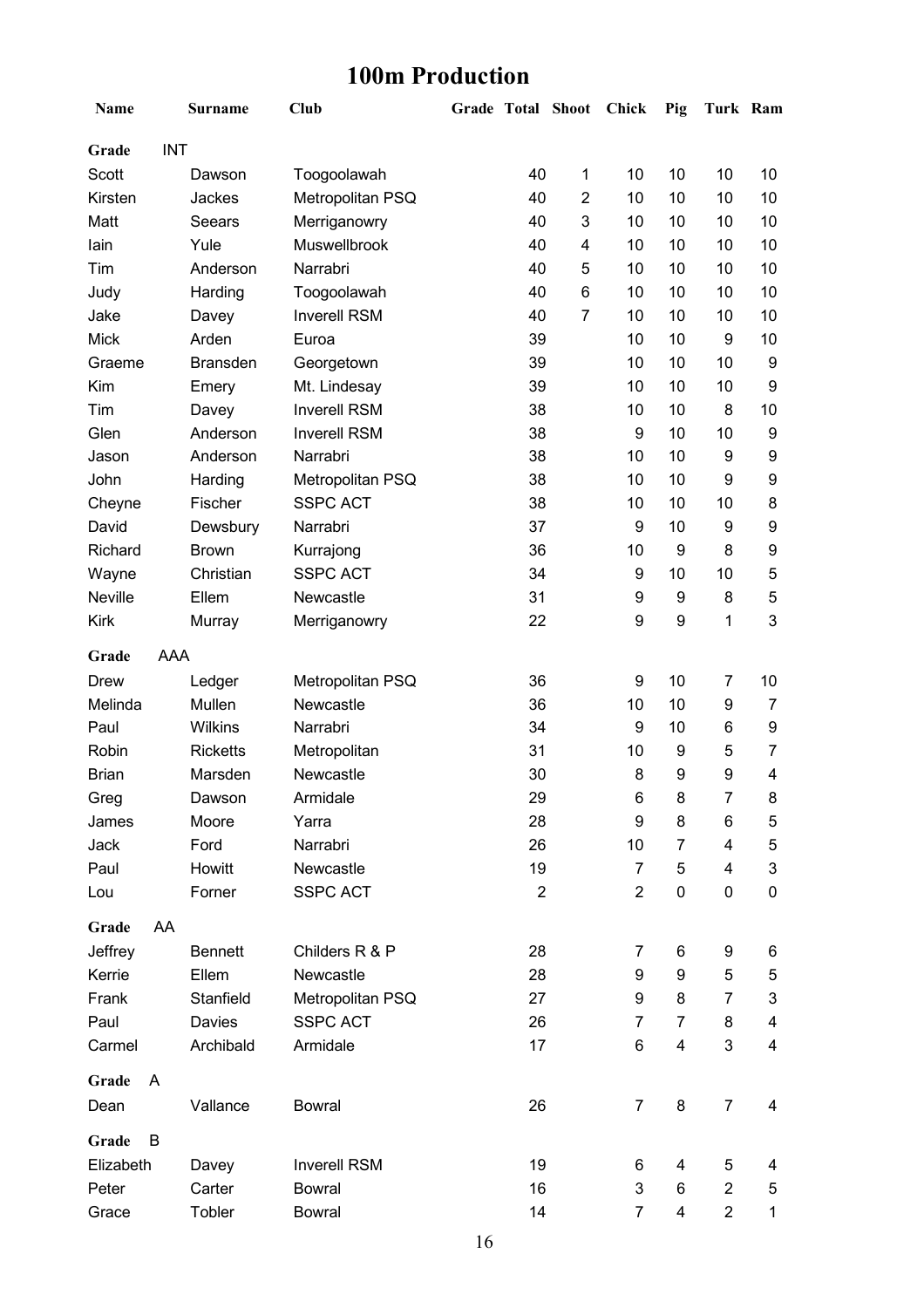# 100m Production

| Name | Surname | Club | Grade | Total | Shoot | Chick | Pig | Turk | Ram |
|---|---|---|---|---|---|---|---|---|---|
| **Grade** | INT | | | | | | | | |
| Scott | Dawson | Toogoolawah | | 40 | 1 | 10 | 10 | 10 | 10 |
| Kirsten | Jackes | Metropolitan PSQ | | 40 | 2 | 10 | 10 | 10 | 10 |
| Matt | Seears | Merriganowry | | 40 | 3 | 10 | 10 | 10 | 10 |
| Iain | Yule | Muswellbrook | | 40 | 4 | 10 | 10 | 10 | 10 |
| Tim | Anderson | Narrabri | | 40 | 5 | 10 | 10 | 10 | 10 |
| Judy | Harding | Toogoolawah | | 40 | 6 | 10 | 10 | 10 | 10 |
| Jake | Davey | Inverell RSM | | 40 | 7 | 10 | 10 | 10 | 10 |
| Mick | Arden | Euroa | | 39 | | 10 | 10 | 9 | 10 |
| Graeme | Bransden | Georgetown | | 39 | | 10 | 10 | 10 | 9 |
| Kim | Emery | Mt. Lindesay | | 39 | | 10 | 10 | 10 | 9 |
| Tim | Davey | Inverell RSM | | 38 | | 10 | 10 | 8 | 10 |
| Glen | Anderson | Inverell RSM | | 38 | | 9 | 10 | 10 | 9 |
| Jason | Anderson | Narrabri | | 38 | | 10 | 10 | 9 | 9 |
| John | Harding | Metropolitan PSQ | | 38 | | 10 | 10 | 9 | 9 |
| Cheyne | Fischer | SSPC ACT | | 38 | | 10 | 10 | 10 | 8 |
| David | Dewsbury | Narrabri | | 37 | | 9 | 10 | 9 | 9 |
| Richard | Brown | Kurrajong | | 36 | | 10 | 9 | 8 | 9 |
| Wayne | Christian | SSPC ACT | | 34 | | 9 | 10 | 10 | 5 |
| Neville | Ellem | Newcastle | | 31 | | 9 | 9 | 8 | 5 |
| Kirk | Murray | Merriganowry | | 22 | | 9 | 9 | 1 | 3 |
| **Grade** | AAA | | | | | | | | |
| Drew | Ledger | Metropolitan PSQ | | 36 | | 9 | 10 | 7 | 10 |
| Melinda | Mullen | Newcastle | | 36 | | 10 | 10 | 9 | 7 |
| Paul | Wilkins | Narrabri | | 34 | | 9 | 10 | 6 | 9 |
| Robin | Ricketts | Metropolitan | | 31 | | 10 | 9 | 5 | 7 |
| Brian | Marsden | Newcastle | | 30 | | 8 | 9 | 9 | 4 |
| Greg | Dawson | Armidale | | 29 | | 6 | 8 | 7 | 8 |
| James | Moore | Yarra | | 28 | | 9 | 8 | 6 | 5 |
| Jack | Ford | Narrabri | | 26 | | 10 | 7 | 4 | 5 |
| Paul | Howitt | Newcastle | | 19 | | 7 | 5 | 4 | 3 |
| Lou | Forner | SSPC ACT | | 2 | | 2 | 0 | 0 | 0 |
| **Grade** | AA | | | | | | | | |
| Jeffrey | Bennett | Childers R & P | | 28 | | 7 | 6 | 9 | 6 |
| Kerrie | Ellem | Newcastle | | 28 | | 9 | 9 | 5 | 5 |
| Frank | Stanfield | Metropolitan PSQ | | 27 | | 9 | 8 | 7 | 3 |
| Paul | Davies | SSPC ACT | | 26 | | 7 | 7 | 8 | 4 |
| Carmel | Archibald | Armidale | | 17 | | 6 | 4 | 3 | 4 |
| **Grade** | A | | | | | | | | |
| Dean | Vallance | Bowral | | 26 | | 7 | 8 | 7 | 4 |
| **Grade** | B | | | | | | | | |
| Elizabeth | Davey | Inverell RSM | | 19 | | 6 | 4 | 5 | 4 |
| Peter | Carter | Bowral | | 16 | | 3 | 6 | 2 | 5 |
| Grace | Tobler | Bowral | | 14 | | 7 | 4 | 2 | 1 |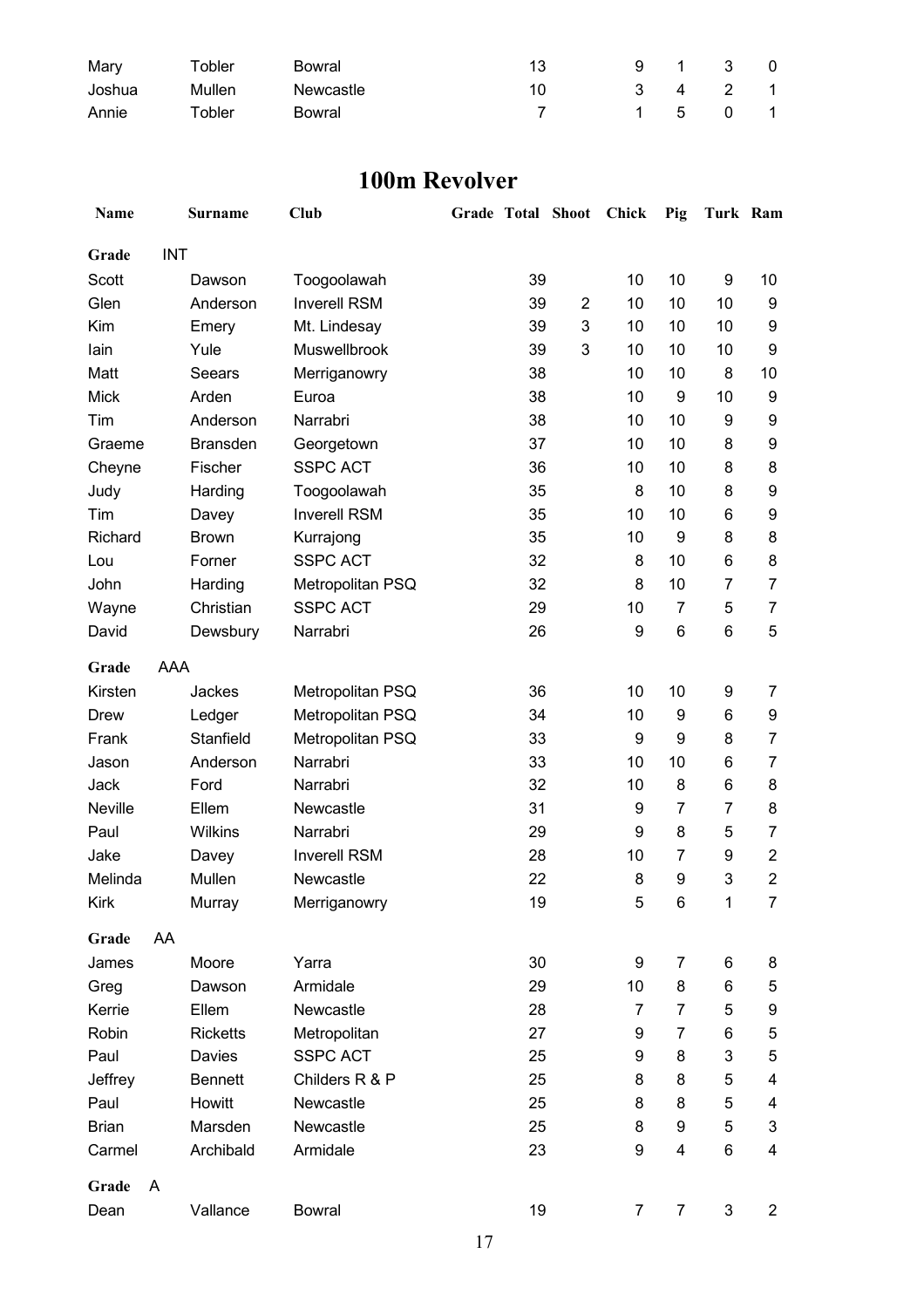| | | | | | | | | | |
|---|---|---|---|---|---|---|---|---|---|
| Mary | Tobler | Bowral | | 13 | | 9 | 1 | 3 | 0 |
| Joshua | Mullen | Newcastle | | 10 | | 3 | 4 | 2 | 1 |
| Annie | Tobler | Bowral | | 7 | | 1 | 5 | 0 | 1 |

## 100m Revolver

| Name | Surname | Club | Grade | Total | Shoot | Chick | Pig | Turk | Ram |
|---|---|---|---|---|---|---|---|---|---|
| **Grade** | INT | | | | | | | | |
| Scott | Dawson | Toogoolawah | | 39 | | 10 | 10 | 9 | 10 |
| Glen | Anderson | Inverell RSM | | 39 | 2 | 10 | 10 | 10 | 9 |
| Kim | Emery | Mt. Lindesay | | 39 | 3 | 10 | 10 | 10 | 9 |
| Iain | Yule | Muswellbrook | | 39 | 3 | 10 | 10 | 10 | 9 |
| Matt | Seears | Merriganowry | | 38 | | 10 | 10 | 8 | 10 |
| Mick | Arden | Euroa | | 38 | | 10 | 9 | 10 | 9 |
| Tim | Anderson | Narrabri | | 38 | | 10 | 10 | 9 | 9 |
| Graeme | Bransden | Georgetown | | 37 | | 10 | 10 | 8 | 9 |
| Cheyne | Fischer | SSPC ACT | | 36 | | 10 | 10 | 8 | 8 |
| Judy | Harding | Toogoolawah | | 35 | | 8 | 10 | 8 | 9 |
| Tim | Davey | Inverell RSM | | 35 | | 10 | 10 | 6 | 9 |
| Richard | Brown | Kurrajong | | 35 | | 10 | 9 | 8 | 8 |
| Lou | Forner | SSPC ACT | | 32 | | 8 | 10 | 6 | 8 |
| John | Harding | Metropolitan PSQ | | 32 | | 8 | 10 | 7 | 7 |
| Wayne | Christian | SSPC ACT | | 29 | | 10 | 7 | 5 | 7 |
| David | Dewsbury | Narrabri | | 26 | | 9 | 6 | 6 | 5 |
| **Grade** | AAA | | | | | | | | |
| Kirsten | Jackes | Metropolitan PSQ | | 36 | | 10 | 10 | 9 | 7 |
| Drew | Ledger | Metropolitan PSQ | | 34 | | 10 | 9 | 6 | 9 |
| Frank | Stanfield | Metropolitan PSQ | | 33 | | 9 | 9 | 8 | 7 |
| Jason | Anderson | Narrabri | | 33 | | 10 | 10 | 6 | 7 |
| Jack | Ford | Narrabri | | 32 | | 10 | 8 | 6 | 8 |
| Neville | Ellem | Newcastle | | 31 | | 9 | 7 | 7 | 8 |
| Paul | Wilkins | Narrabri | | 29 | | 9 | 8 | 5 | 7 |
| Jake | Davey | Inverell RSM | | 28 | | 10 | 7 | 9 | 2 |
| Melinda | Mullen | Newcastle | | 22 | | 8 | 9 | 3 | 2 |
| Kirk | Murray | Merriganowry | | 19 | | 5 | 6 | 1 | 7 |
| **Grade** | AA | | | | | | | | |
| James | Moore | Yarra | | 30 | | 9 | 7 | 6 | 8 |
| Greg | Dawson | Armidale | | 29 | | 10 | 8 | 6 | 5 |
| Kerrie | Ellem | Newcastle | | 28 | | 7 | 7 | 5 | 9 |
| Robin | Ricketts | Metropolitan | | 27 | | 9 | 7 | 6 | 5 |
| Paul | Davies | SSPC ACT | | 25 | | 9 | 8 | 3 | 5 |
| Jeffrey | Bennett | Childers R & P | | 25 | | 8 | 8 | 5 | 4 |
| Paul | Howitt | Newcastle | | 25 | | 8 | 8 | 5 | 4 |
| Brian | Marsden | Newcastle | | 25 | | 8 | 9 | 5 | 3 |
| Carmel | Archibald | Armidale | | 23 | | 9 | 4 | 6 | 4 |
| **Grade** | A | | | | | | | | |
| Dean | Vallance | Bowral | | 19 | | 7 | 7 | 3 | 2 |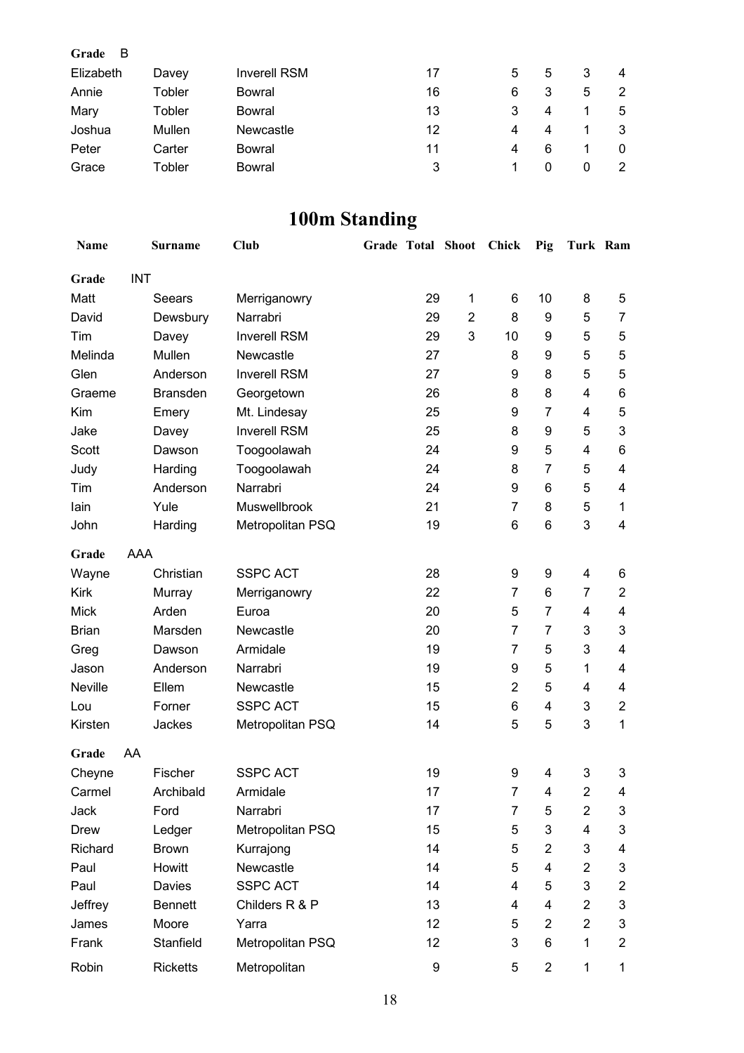**Grade** B

| | | | | | | | | |
|---|---|---|---|---|---|---|---|---|
| Elizabeth | Davey | Inverell RSM | | 17 | | 5 | 5 | 3 | 4 |
| Annie | Tobler | Bowral | | 16 | | 6 | 3 | 5 | 2 |
| Mary | Tobler | Bowral | | 13 | | 3 | 4 | 1 | 5 |
| Joshua | Mullen | Newcastle | | 12 | | 4 | 4 | 1 | 3 |
| Peter | Carter | Bowral | | 11 | | 4 | 6 | 1 | 0 |
| Grace | Tobler | Bowral | | 3 | | 1 | 0 | 0 | 2 |

# 100m Standing

| Name | Surname | Club | Grade | Total | Shoot | Chick | Pig | Turk | Ram |
|---|---|---|---|---|---|---|---|---|---|
| **Grade** | INT | | | | | | | | |
| Matt | Seears | Merriganowry | | 29 | 1 | 6 | 10 | 8 | 5 |
| David | Dewsbury | Narrabri | | 29 | 2 | 8 | 9 | 5 | 7 |
| Tim | Davey | Inverell RSM | | 29 | 3 | 10 | 9 | 5 | 5 |
| Melinda | Mullen | Newcastle | | 27 | | 8 | 9 | 5 | 5 |
| Glen | Anderson | Inverell RSM | | 27 | | 9 | 8 | 5 | 5 |
| Graeme | Bransden | Georgetown | | 26 | | 8 | 8 | 4 | 6 |
| Kim | Emery | Mt. Lindesay | | 25 | | 9 | 7 | 4 | 5 |
| Jake | Davey | Inverell RSM | | 25 | | 8 | 9 | 5 | 3 |
| Scott | Dawson | Toogoolawah | | 24 | | 9 | 5 | 4 | 6 |
| Judy | Harding | Toogoolawah | | 24 | | 8 | 7 | 5 | 4 |
| Tim | Anderson | Narrabri | | 24 | | 9 | 6 | 5 | 4 |
| Iain | Yule | Muswellbrook | | 21 | | 7 | 8 | 5 | 1 |
| John | Harding | Metropolitan PSQ | | 19 | | 6 | 6 | 3 | 4 |
| **Grade** | AAA | | | | | | | | |
| Wayne | Christian | SSPC ACT | | 28 | | 9 | 9 | 4 | 6 |
| Kirk | Murray | Merriganowry | | 22 | | 7 | 6 | 7 | 2 |
| Mick | Arden | Euroa | | 20 | | 5 | 7 | 4 | 4 |
| Brian | Marsden | Newcastle | | 20 | | 7 | 7 | 3 | 3 |
| Greg | Dawson | Armidale | | 19 | | 7 | 5 | 3 | 4 |
| Jason | Anderson | Narrabri | | 19 | | 9 | 5 | 1 | 4 |
| Neville | Ellem | Newcastle | | 15 | | 2 | 5 | 4 | 4 |
| Lou | Forner | SSPC ACT | | 15 | | 6 | 4 | 3 | 2 |
| Kirsten | Jackes | Metropolitan PSQ | | 14 | | 5 | 5 | 3 | 1 |
| **Grade** | AA | | | | | | | | |
| Cheyne | Fischer | SSPC ACT | | 19 | | 9 | 4 | 3 | 3 |
| Carmel | Archibald | Armidale | | 17 | | 7 | 4 | 2 | 4 |
| Jack | Ford | Narrabri | | 17 | | 7 | 5 | 2 | 3 |
| Drew | Ledger | Metropolitan PSQ | | 15 | | 5 | 3 | 4 | 3 |
| Richard | Brown | Kurrajong | | 14 | | 5 | 2 | 3 | 4 |
| Paul | Howitt | Newcastle | | 14 | | 5 | 4 | 2 | 3 |
| Paul | Davies | SSPC ACT | | 14 | | 4 | 5 | 3 | 2 |
| Jeffrey | Bennett | Childers R & P | | 13 | | 4 | 4 | 2 | 3 |
| James | Moore | Yarra | | 12 | | 5 | 2 | 2 | 3 |
| Frank | Stanfield | Metropolitan PSQ | | 12 | | 3 | 6 | 1 | 2 |
| Robin | Ricketts | Metropolitan | | 9 | | 5 | 2 | 1 | 1 |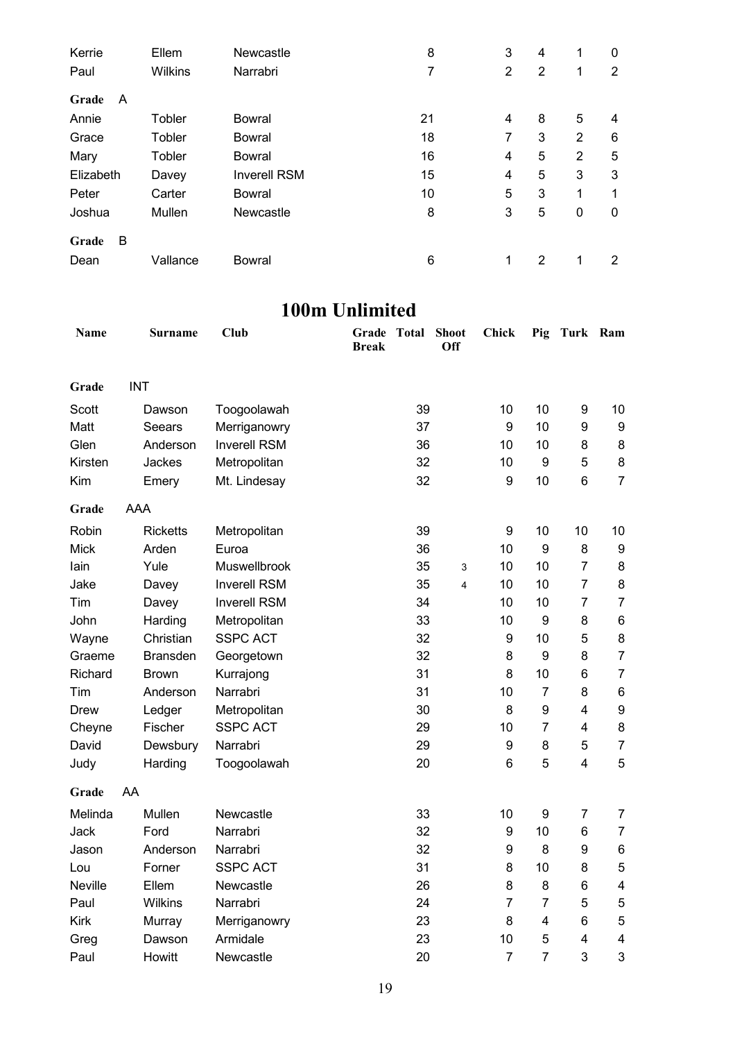| | | | | | | | | | |
|---|---|---|---|---|---|---|---|---|---|
| Kerrie | Ellem | Newcastle | | 8 | | 3 | 4 | 1 | 0 |
| Paul | Wilkins | Narrabri | | 7 | | 2 | 2 | 1 | 2 |
| **Grade** A | | | | | | | | | |
| Annie | Tobler | Bowral | | 21 | | 4 | 8 | 5 | 4 |
| Grace | Tobler | Bowral | | 18 | | 7 | 3 | 2 | 6 |
| Mary | Tobler | Bowral | | 16 | | 4 | 5 | 2 | 5 |
| Elizabeth | Davey | Inverell RSM | | 15 | | 4 | 5 | 3 | 3 |
| Peter | Carter | Bowral | | 10 | | 5 | 3 | 1 | 1 |
| Joshua | Mullen | Newcastle | | 8 | | 3 | 5 | 0 | 0 |
| **Grade** B | | | | | | | | | |
| Dean | Vallance | Bowral | | 6 | | 1 | 2 | 1 | 2 |

# 100m Unlimited

| Name | Surname | Club | Grade Break | Total | Shoot Off | Chick | Pig | Turk | Ram |
|---|---|---|---|---|---|---|---|---|---|
| **Grade** INT | | | | | | | | | |
| Scott | Dawson | Toogoolawah | | 39 | | 10 | 10 | 9 | 10 |
| Matt | Seears | Merriganowry | | 37 | | 9 | 10 | 9 | 9 |
| Glen | Anderson | Inverell RSM | | 36 | | 10 | 10 | 8 | 8 |
| Kirsten | Jackes | Metropolitan | | 32 | | 10 | 9 | 5 | 8 |
| Kim | Emery | Mt. Lindesay | | 32 | | 9 | 10 | 6 | 7 |
| **Grade** AAA | | | | | | | | | |
| Robin | Ricketts | Metropolitan | | 39 | | 9 | 10 | 10 | 10 |
| Mick | Arden | Euroa | | 36 | | 10 | 9 | 8 | 9 |
| Iain | Yule | Muswellbrook | | 35 | 3 | 10 | 10 | 7 | 8 |
| Jake | Davey | Inverell RSM | | 35 | 4 | 10 | 10 | 7 | 8 |
| Tim | Davey | Inverell RSM | | 34 | | 10 | 10 | 7 | 7 |
| John | Harding | Metropolitan | | 33 | | 10 | 9 | 8 | 6 |
| Wayne | Christian | SSPC ACT | | 32 | | 9 | 10 | 5 | 8 |
| Graeme | Bransden | Georgetown | | 32 | | 8 | 9 | 8 | 7 |
| Richard | Brown | Kurrajong | | 31 | | 8 | 10 | 6 | 7 |
| Tim | Anderson | Narrabri | | 31 | | 10 | 7 | 8 | 6 |
| Drew | Ledger | Metropolitan | | 30 | | 8 | 9 | 4 | 9 |
| Cheyne | Fischer | SSPC ACT | | 29 | | 10 | 7 | 4 | 8 |
| David | Dewsbury | Narrabri | | 29 | | 9 | 8 | 5 | 7 |
| Judy | Harding | Toogoolawah | | 20 | | 6 | 5 | 4 | 5 |
| **Grade** AA | | | | | | | | | |
| Melinda | Mullen | Newcastle | | 33 | | 10 | 9 | 7 | 7 |
| Jack | Ford | Narrabri | | 32 | | 9 | 10 | 6 | 7 |
| Jason | Anderson | Narrabri | | 32 | | 9 | 8 | 9 | 6 |
| Lou | Forner | SSPC ACT | | 31 | | 8 | 10 | 8 | 5 |
| Neville | Ellem | Newcastle | | 26 | | 8 | 8 | 6 | 4 |
| Paul | Wilkins | Narrabri | | 24 | | 7 | 7 | 5 | 5 |
| Kirk | Murray | Merriganowry | | 23 | | 8 | 4 | 6 | 5 |
| Greg | Dawson | Armidale | | 23 | | 10 | 5 | 4 | 4 |
| Paul | Howitt | Newcastle | | 20 | | 7 | 7 | 3 | 3 |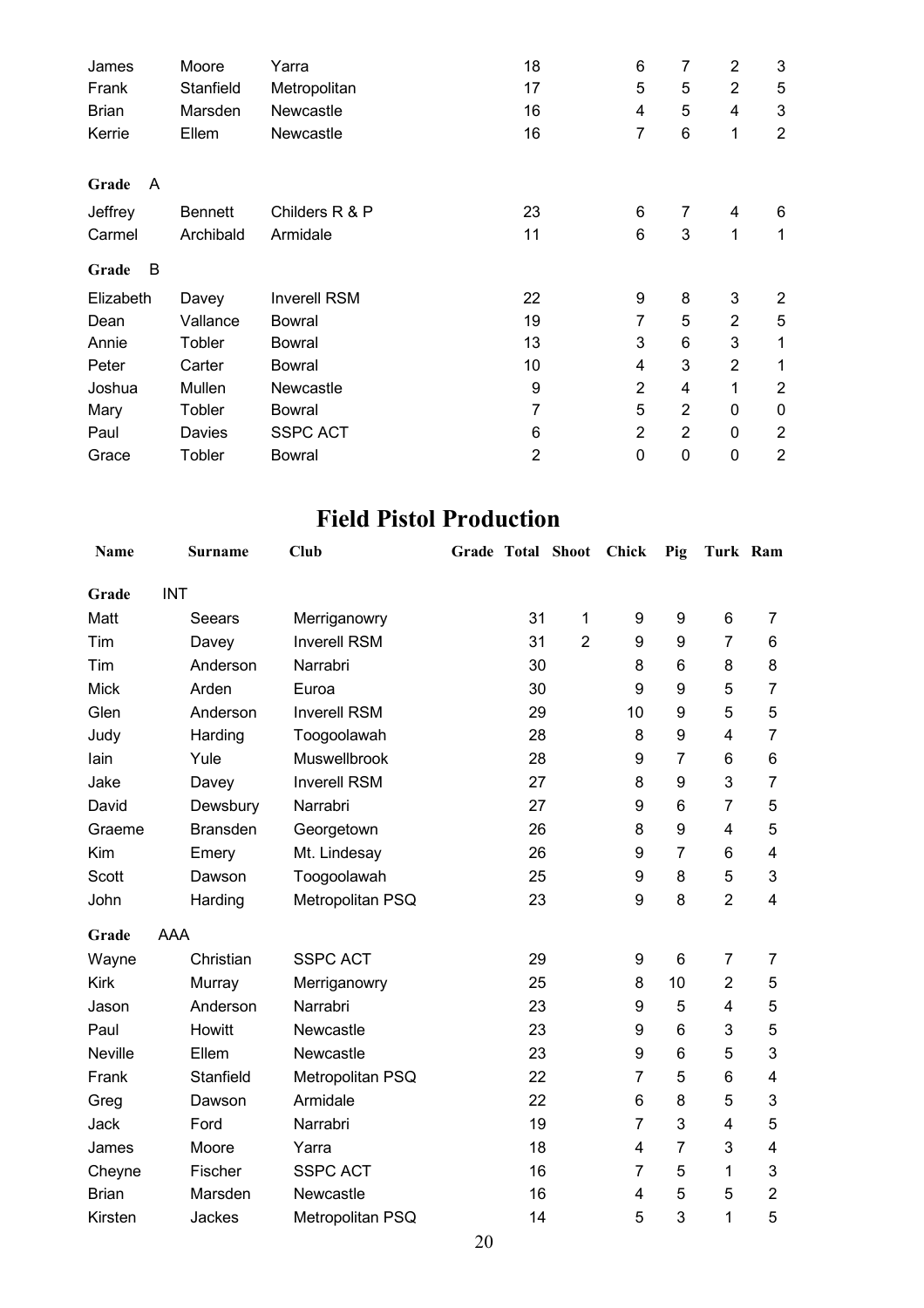| | | | | | | | |
|---|---|---|---|---|---|---|---|
| James | Moore | Yarra | 18 | 6 | 7 | 2 | 3 |
| Frank | Stanfield | Metropolitan | 17 | 5 | 5 | 2 | 5 |
| Brian | Marsden | Newcastle | 16 | 4 | 5 | 4 | 3 |
| Kerrie | Ellem | Newcastle | 16 | 7 | 6 | 1 | 2 |
| **Grade** A | | | | | | | |
| Jeffrey | Bennett | Childers R & P | 23 | 6 | 7 | 4 | 6 |
| Carmel | Archibald | Armidale | 11 | 6 | 3 | 1 | 1 |
| **Grade** B | | | | | | | |
| Elizabeth | Davey | Inverell RSM | 22 | 9 | 8 | 3 | 2 |
| Dean | Vallance | Bowral | 19 | 7 | 5 | 2 | 5 |
| Annie | Tobler | Bowral | 13 | 3 | 6 | 3 | 1 |
| Peter | Carter | Bowral | 10 | 4 | 3 | 2 | 1 |
| Joshua | Mullen | Newcastle | 9 | 2 | 4 | 1 | 2 |
| Mary | Tobler | Bowral | 7 | 5 | 2 | 0 | 0 |
| Paul | Davies | SSPC ACT | 6 | 2 | 2 | 0 | 2 |
| Grace | Tobler | Bowral | 2 | 0 | 0 | 0 | 2 |

# Field Pistol Production

| Name | Surname | Club | Grade | Total | Shoot | Chick | Pig | Turk | Ram |
|---|---|---|---|---|---|---|---|---|---|
| **Grade** | INT | | | | | | | | |
| Matt | Seears | Merriganowry | | 31 | 1 | 9 | 9 | 6 | 7 |
| Tim | Davey | Inverell RSM | | 31 | 2 | 9 | 9 | 7 | 6 |
| Tim | Anderson | Narrabri | | 30 | | 8 | 6 | 8 | 8 |
| Mick | Arden | Euroa | | 30 | | 9 | 9 | 5 | 7 |
| Glen | Anderson | Inverell RSM | | 29 | | 10 | 9 | 5 | 5 |
| Judy | Harding | Toogoolawah | | 28 | | 8 | 9 | 4 | 7 |
| Iain | Yule | Muswellbrook | | 28 | | 9 | 7 | 6 | 6 |
| Jake | Davey | Inverell RSM | | 27 | | 8 | 9 | 3 | 7 |
| David | Dewsbury | Narrabri | | 27 | | 9 | 6 | 7 | 5 |
| Graeme | Bransden | Georgetown | | 26 | | 8 | 9 | 4 | 5 |
| Kim | Emery | Mt. Lindesay | | 26 | | 9 | 7 | 6 | 4 |
| Scott | Dawson | Toogoolawah | | 25 | | 9 | 8 | 5 | 3 |
| John | Harding | Metropolitan PSQ | | 23 | | 9 | 8 | 2 | 4 |
| **Grade** | AAA | | | | | | | | |
| Wayne | Christian | SSPC ACT | | 29 | | 9 | 6 | 7 | 7 |
| Kirk | Murray | Merriganowry | | 25 | | 8 | 10 | 2 | 5 |
| Jason | Anderson | Narrabri | | 23 | | 9 | 5 | 4 | 5 |
| Paul | Howitt | Newcastle | | 23 | | 9 | 6 | 3 | 5 |
| Neville | Ellem | Newcastle | | 23 | | 9 | 6 | 5 | 3 |
| Frank | Stanfield | Metropolitan PSQ | | 22 | | 7 | 5 | 6 | 4 |
| Greg | Dawson | Armidale | | 22 | | 6 | 8 | 5 | 3 |
| Jack | Ford | Narrabri | | 19 | | 7 | 3 | 4 | 5 |
| James | Moore | Yarra | | 18 | | 4 | 7 | 3 | 4 |
| Cheyne | Fischer | SSPC ACT | | 16 | | 7 | 5 | 1 | 3 |
| Brian | Marsden | Newcastle | | 16 | | 4 | 5 | 5 | 2 |
| Kirsten | Jackes | Metropolitan PSQ | | 14 | | 5 | 3 | 1 | 5 |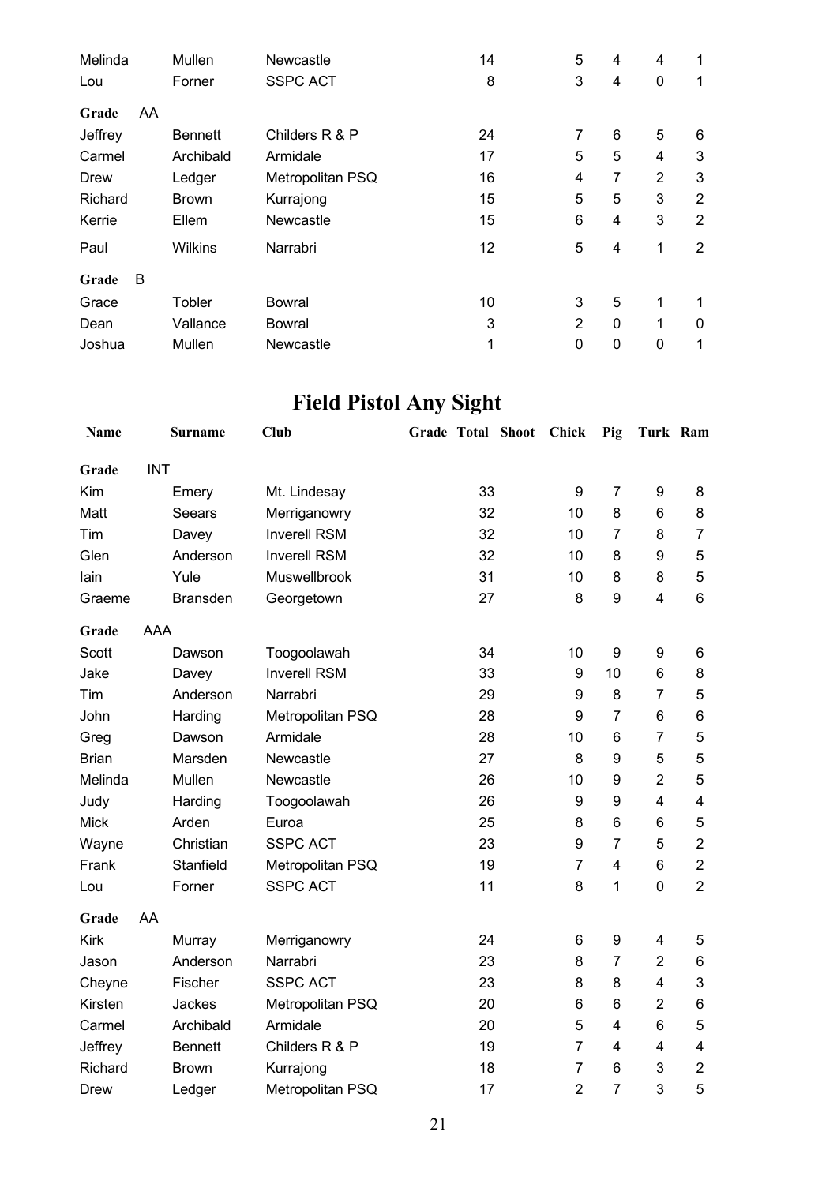| | | | | | | | | | |
|---|---|---|---|---|---|---|---|---|---|
| Melinda | Mullen | Newcastle | | 14 | | 5 | 4 | 4 | 1 |
| Lou | Forner | SSPC ACT | | 8 | | 3 | 4 | 0 | 1 |
| **Grade** AA | | | | | | | | | |
| Jeffrey | Bennett | Childers R & P | | 24 | | 7 | 6 | 5 | 6 |
| Carmel | Archibald | Armidale | | 17 | | 5 | 5 | 4 | 3 |
| Drew | Ledger | Metropolitan PSQ | | 16 | | 4 | 7 | 2 | 3 |
| Richard | Brown | Kurrajong | | 15 | | 5 | 5 | 3 | 2 |
| Kerrie | Ellem | Newcastle | | 15 | | 6 | 4 | 3 | 2 |
| Paul | Wilkins | Narrabri | | 12 | | 5 | 4 | 1 | 2 |
| **Grade** B | | | | | | | | | |
| Grace | Tobler | Bowral | | 10 | | 3 | 5 | 1 | 1 |
| Dean | Vallance | Bowral | | 3 | | 2 | 0 | 1 | 0 |
| Joshua | Mullen | Newcastle | | 1 | | 0 | 0 | 0 | 1 |

# Field Pistol Any Sight

| Name | Surname | Club | Grade | Total | Shoot | Chick | Pig | Turk | Ram |
|---|---|---|---|---|---|---|---|---|---|
| **Grade** INT | | | | | | | | | |
| Kim | Emery | Mt. Lindesay | | 33 | | 9 | 7 | 9 | 8 |
| Matt | Seears | Merriganowry | | 32 | | 10 | 8 | 6 | 8 |
| Tim | Davey | Inverell RSM | | 32 | | 10 | 7 | 8 | 7 |
| Glen | Anderson | Inverell RSM | | 32 | | 10 | 8 | 9 | 5 |
| Iain | Yule | Muswellbrook | | 31 | | 10 | 8 | 8 | 5 |
| Graeme | Bransden | Georgetown | | 27 | | 8 | 9 | 4 | 6 |
| **Grade** AAA | | | | | | | | | |
| Scott | Dawson | Toogoolawah | | 34 | | 10 | 9 | 9 | 6 |
| Jake | Davey | Inverell RSM | | 33 | | 9 | 10 | 6 | 8 |
| Tim | Anderson | Narrabri | | 29 | | 9 | 8 | 7 | 5 |
| John | Harding | Metropolitan PSQ | | 28 | | 9 | 7 | 6 | 6 |
| Greg | Dawson | Armidale | | 28 | | 10 | 6 | 7 | 5 |
| Brian | Marsden | Newcastle | | 27 | | 8 | 9 | 5 | 5 |
| Melinda | Mullen | Newcastle | | 26 | | 10 | 9 | 2 | 5 |
| Judy | Harding | Toogoolawah | | 26 | | 9 | 9 | 4 | 4 |
| Mick | Arden | Euroa | | 25 | | 8 | 6 | 6 | 5 |
| Wayne | Christian | SSPC ACT | | 23 | | 9 | 7 | 5 | 2 |
| Frank | Stanfield | Metropolitan PSQ | | 19 | | 7 | 4 | 6 | 2 |
| Lou | Forner | SSPC ACT | | 11 | | 8 | 1 | 0 | 2 |
| **Grade** AA | | | | | | | | | |
| Kirk | Murray | Merriganowry | | 24 | | 6 | 9 | 4 | 5 |
| Jason | Anderson | Narrabri | | 23 | | 8 | 7 | 2 | 6 |
| Cheyne | Fischer | SSPC ACT | | 23 | | 8 | 8 | 4 | 3 |
| Kirsten | Jackes | Metropolitan PSQ | | 20 | | 6 | 6 | 2 | 6 |
| Carmel | Archibald | Armidale | | 20 | | 5 | 4 | 6 | 5 |
| Jeffrey | Bennett | Childers R & P | | 19 | | 7 | 4 | 4 | 4 |
| Richard | Brown | Kurrajong | | 18 | | 7 | 6 | 3 | 2 |
| Drew | Ledger | Metropolitan PSQ | | 17 | | 2 | 7 | 3 | 5 |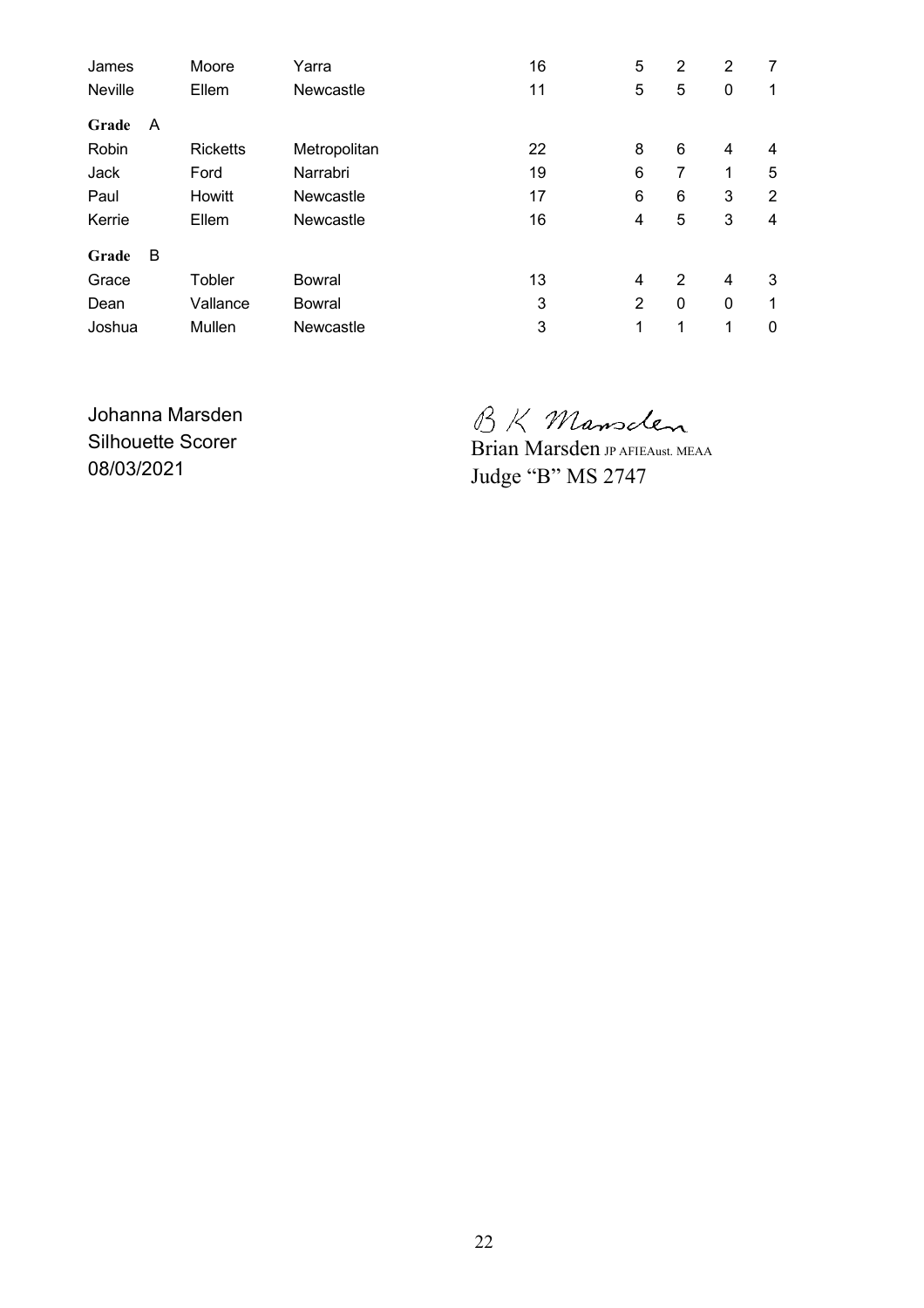| | | | | | | | |
|---|---|---|---|---|---|---|---|
| James | Moore | Yarra | 16 | 5 | 2 | 2 | 7 |
| Neville | Ellem | Newcastle | 11 | 5 | 5 | 0 | 1 |
| **Grade** A | | | | | | | |
| Robin | Ricketts | Metropolitan | 22 | 8 | 6 | 4 | 4 |
| Jack | Ford | Narrabri | 19 | 6 | 7 | 1 | 5 |
| Paul | Howitt | Newcastle | 17 | 6 | 6 | 3 | 2 |
| Kerrie | Ellem | Newcastle | 16 | 4 | 5 | 3 | 4 |
| **Grade** B | | | | | | | |
| Grace | Tobler | Bowral | 13 | 4 | 2 | 4 | 3 |
| Dean | Vallance | Bowral | 3 | 2 | 0 | 0 | 1 |
| Joshua | Mullen | Newcastle | 3 | 1 | 1 | 1 | 0 |

Johanna Marsden
Silhouette Scorer
08/03/2021

B K Marsden
Brian Marsden JP AFIEAust. MEAA
Judge "B" MS 2747